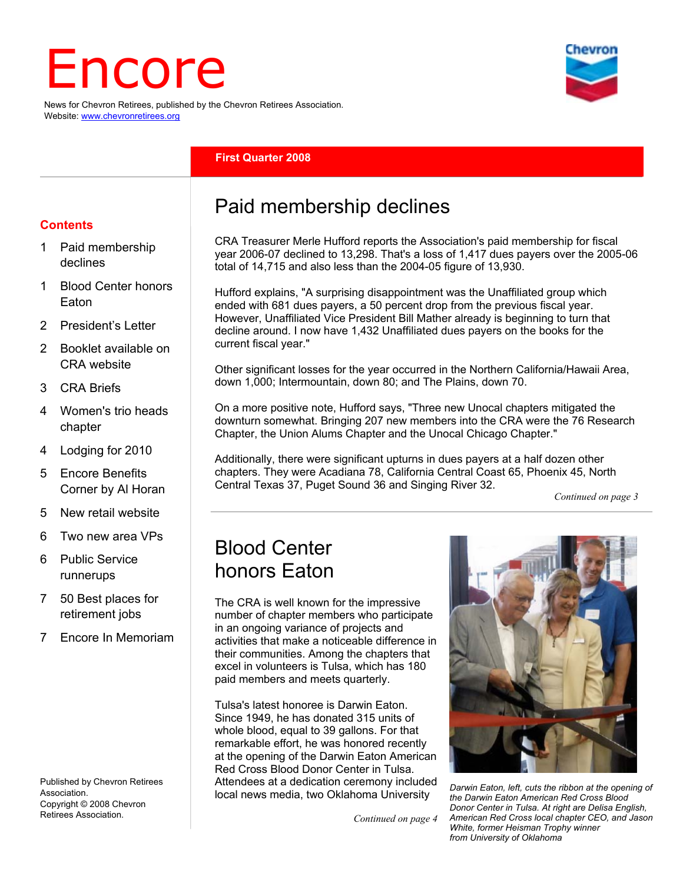# Encore

News for Chevron Retirees, published by the Chevron Retirees Association.
Website: www.chevronretirees.org

**First Quarter 2008**

## Contents

1 Paid membership declines

1 Blood Center honors Eaton

2 President's Letter

2 Booklet available on CRA website

3 CRA Briefs

4 Women's trio heads chapter

4 Lodging for 2010

5 Encore Benefits Corner by Al Horan

5 New retail website

6 Two new area VPs

6 Public Service runnerups

7 50 Best places for retirement jobs

7 Encore In Memoriam

Published by Chevron Retirees Association.
Copyright © 2008 Chevron Retirees Association.

## Paid membership declines

CRA Treasurer Merle Hufford reports the Association's paid membership for fiscal year 2006-07 declined to 13,298. That's a loss of 1,417 dues payers over the 2005-06 total of 14,715 and also less than the 2004-05 figure of 13,930.

Hufford explains, "A surprising disappointment was the Unaffiliated group which ended with 681 dues payers, a 50 percent drop from the previous fiscal year. However, Unaffiliated Vice President Bill Mather already is beginning to turn that decline around. I now have 1,432 Unaffiliated dues payers on the books for the current fiscal year."

Other significant losses for the year occurred in the Northern California/Hawaii Area, down 1,000; Intermountain, down 80; and The Plains, down 70.

On a more positive note, Hufford says, "Three new Unocal chapters mitigated the downturn somewhat. Bringing 207 new members into the CRA were the 76 Research Chapter, the Union Alums Chapter and the Unocal Chicago Chapter."

Additionally, there were significant upturns in dues payers at a half dozen other chapters. They were Acadiana 78, California Central Coast 65, Phoenix 45, North Central Texas 37, Puget Sound 36 and Singing River 32.

*Continued on page 3*

## Blood Center honors Eaton

The CRA is well known for the impressive number of chapter members who participate in an ongoing variance of projects and activities that make a noticeable difference in their communities. Among the chapters that excel in volunteers is Tulsa, which has 180 paid members and meets quarterly.

Tulsa's latest honoree is Darwin Eaton. Since 1949, he has donated 315 units of whole blood, equal to 39 gallons. For that remarkable effort, he was honored recently at the opening of the Darwin Eaton American Red Cross Blood Donor Center in Tulsa. Attendees at a dedication ceremony included local news media, two Oklahoma University

*Continued on page 4*

*Darwin Eaton, left, cuts the ribbon at the opening of the Darwin Eaton American Red Cross Blood Donor Center in Tulsa. At right are Delisa English, American Red Cross local chapter CEO, and Jason White, former Heisman Trophy winner from University of Oklahoma*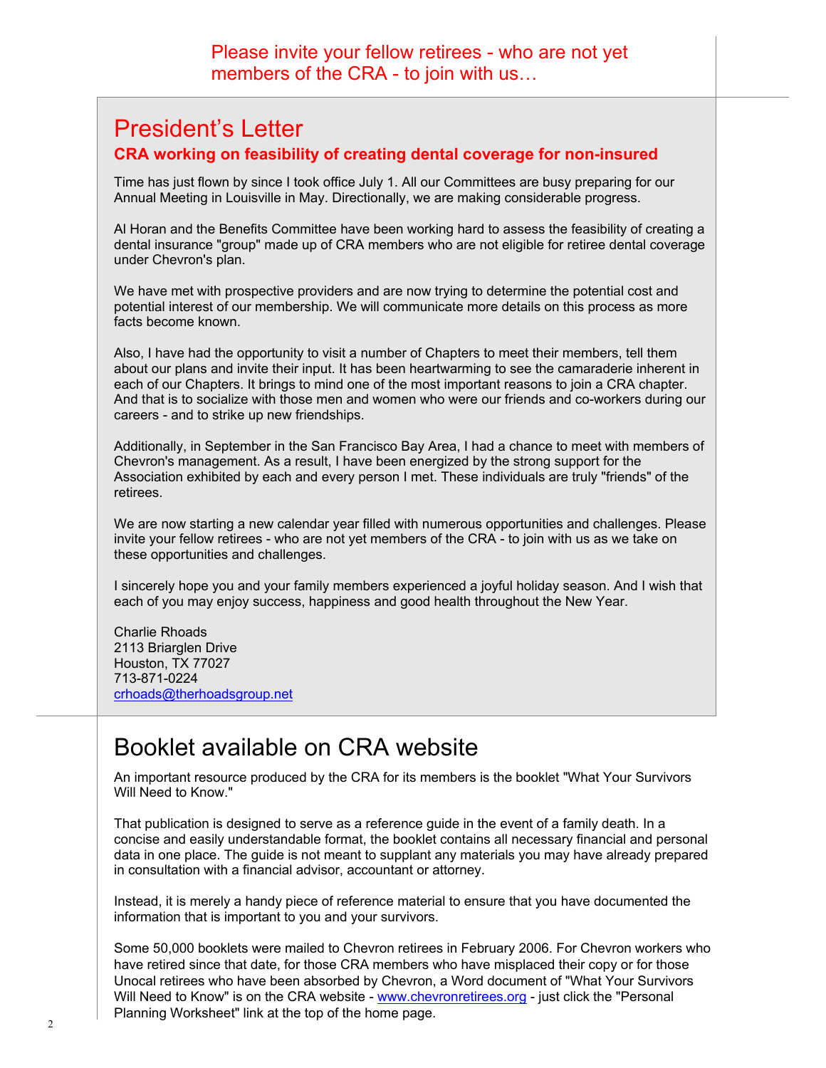Please invite your fellow retirees - who are not yet members of the CRA - to join with us…

# President's Letter

### CRA working on feasibility of creating dental coverage for non-insured

Time has just flown by since I took office July 1. All our Committees are busy preparing for our Annual Meeting in Louisville in May. Directionally, we are making considerable progress.

Al Horan and the Benefits Committee have been working hard to assess the feasibility of creating a dental insurance "group" made up of CRA members who are not eligible for retiree dental coverage under Chevron's plan.

We have met with prospective providers and are now trying to determine the potential cost and potential interest of our membership. We will communicate more details on this process as more facts become known.

Also, I have had the opportunity to visit a number of Chapters to meet their members, tell them about our plans and invite their input. It has been heartwarming to see the camaraderie inherent in each of our Chapters. It brings to mind one of the most important reasons to join a CRA chapter. And that is to socialize with those men and women who were our friends and co-workers during our careers - and to strike up new friendships.

Additionally, in September in the San Francisco Bay Area, I had a chance to meet with members of Chevron's management. As a result, I have been energized by the strong support for the Association exhibited by each and every person I met. These individuals are truly "friends" of the retirees.

We are now starting a new calendar year filled with numerous opportunities and challenges. Please invite your fellow retirees - who are not yet members of the CRA - to join with us as we take on these opportunities and challenges.

I sincerely hope you and your family members experienced a joyful holiday season. And I wish that each of you may enjoy success, happiness and good health throughout the New Year.

Charlie Rhoads
2113 Briarglen Drive
Houston, TX 77027
713-871-0224
crhoads@therhoadsgroup.net

# Booklet available on CRA website

An important resource produced by the CRA for its members is the booklet "What Your Survivors Will Need to Know."

That publication is designed to serve as a reference guide in the event of a family death. In a concise and easily understandable format, the booklet contains all necessary financial and personal data in one place. The guide is not meant to supplant any materials you may have already prepared in consultation with a financial advisor, accountant or attorney.

Instead, it is merely a handy piece of reference material to ensure that you have documented the information that is important to you and your survivors.

Some 50,000 booklets were mailed to Chevron retirees in February 2006. For Chevron workers who have retired since that date, for those CRA members who have misplaced their copy or for those Unocal retirees who have been absorbed by Chevron, a Word document of "What Your Survivors Will Need to Know" is on the CRA website - www.chevronretirees.org - just click the "Personal Planning Worksheet" link at the top of the home page.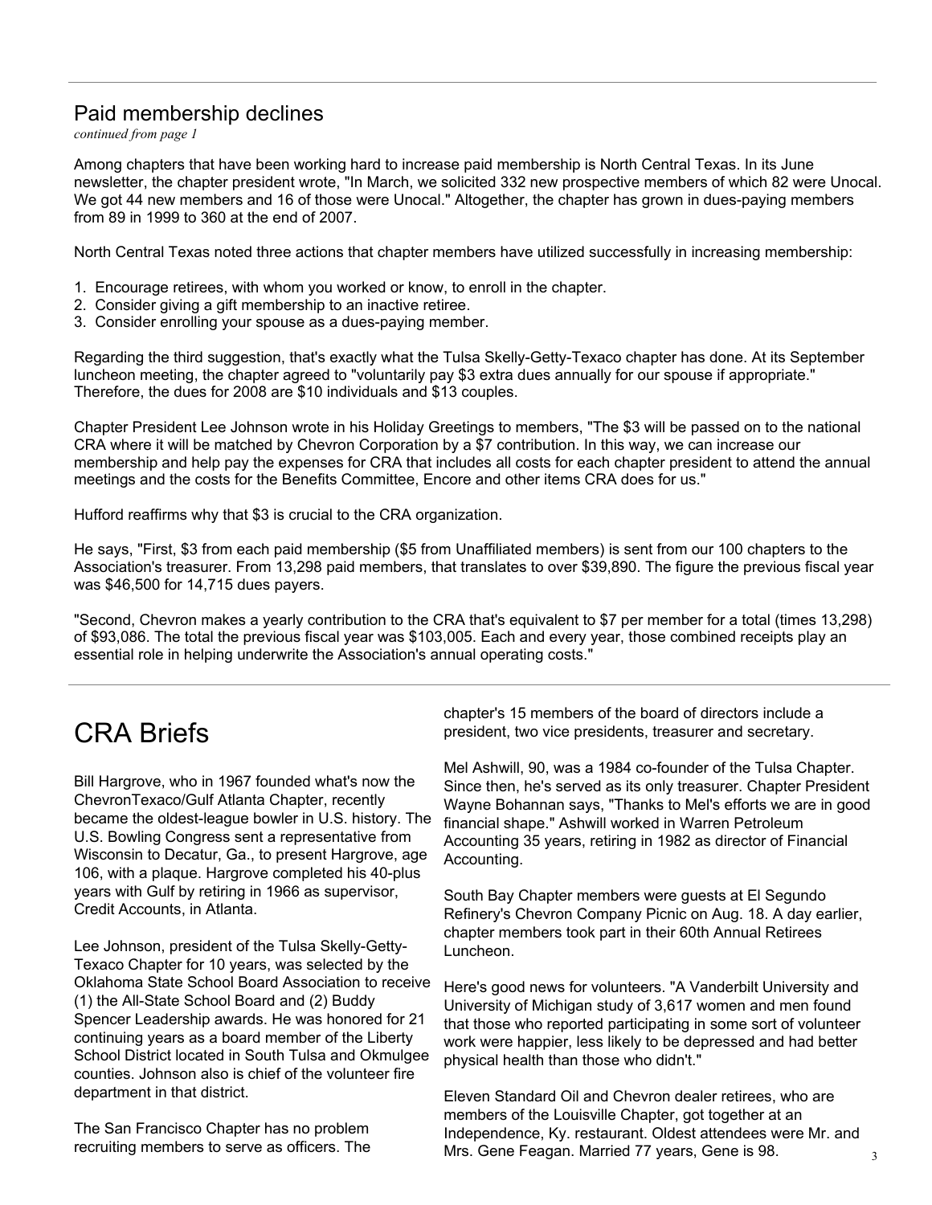## Paid membership declines

*continued from page 1*

Among chapters that have been working hard to increase paid membership is North Central Texas. In its June newsletter, the chapter president wrote, "In March, we solicited 332 new prospective members of which 82 were Unocal. We got 44 new members and 16 of those were Unocal." Altogether, the chapter has grown in dues-paying members from 89 in 1999 to 360 at the end of 2007.

North Central Texas noted three actions that chapter members have utilized successfully in increasing membership:

1. Encourage retirees, with whom you worked or know, to enroll in the chapter.
2. Consider giving a gift membership to an inactive retiree.
3. Consider enrolling your spouse as a dues-paying member.

Regarding the third suggestion, that's exactly what the Tulsa Skelly-Getty-Texaco chapter has done. At its September luncheon meeting, the chapter agreed to "voluntarily pay $3 extra dues annually for our spouse if appropriate." Therefore, the dues for 2008 are $10 individuals and $13 couples.

Chapter President Lee Johnson wrote in his Holiday Greetings to members, "The $3 will be passed on to the national CRA where it will be matched by Chevron Corporation by a $7 contribution. In this way, we can increase our membership and help pay the expenses for CRA that includes all costs for each chapter president to attend the annual meetings and the costs for the Benefits Committee, Encore and other items CRA does for us."

Hufford reaffirms why that $3 is crucial to the CRA organization.

He says, "First, $3 from each paid membership ($5 from Unaffiliated members) is sent from our 100 chapters to the Association's treasurer. From 13,298 paid members, that translates to over $39,890. The figure the previous fiscal year was $46,500 for 14,715 dues payers.

"Second, Chevron makes a yearly contribution to the CRA that's equivalent to $7 per member for a total (times 13,298) of $93,086. The total the previous fiscal year was $103,005. Each and every year, those combined receipts play an essential role in helping underwrite the Association's annual operating costs."

# CRA Briefs

Bill Hargrove, who in 1967 founded what's now the ChevronTexaco/Gulf Atlanta Chapter, recently became the oldest-league bowler in U.S. history. The U.S. Bowling Congress sent a representative from Wisconsin to Decatur, Ga., to present Hargrove, age 106, with a plaque. Hargrove completed his 40-plus years with Gulf by retiring in 1966 as supervisor, Credit Accounts, in Atlanta.

Lee Johnson, president of the Tulsa Skelly-Getty-Texaco Chapter for 10 years, was selected by the Oklahoma State School Board Association to receive (1) the All-State School Board and (2) Buddy Spencer Leadership awards. He was honored for 21 continuing years as a board member of the Liberty School District located in South Tulsa and Okmulgee counties. Johnson also is chief of the volunteer fire department in that district.

The San Francisco Chapter has no problem recruiting members to serve as officers. The chapter's 15 members of the board of directors include a president, two vice presidents, treasurer and secretary.

Mel Ashwill, 90, was a 1984 co-founder of the Tulsa Chapter. Since then, he's served as its only treasurer. Chapter President Wayne Bohannan says, "Thanks to Mel's efforts we are in good financial shape." Ashwill worked in Warren Petroleum Accounting 35 years, retiring in 1982 as director of Financial Accounting.

South Bay Chapter members were guests at El Segundo Refinery's Chevron Company Picnic on Aug. 18. A day earlier, chapter members took part in their 60th Annual Retirees Luncheon.

Here's good news for volunteers. "A Vanderbilt University and University of Michigan study of 3,617 women and men found that those who reported participating in some sort of volunteer work were happier, less likely to be depressed and had better physical health than those who didn't."

Eleven Standard Oil and Chevron dealer retirees, who are members of the Louisville Chapter, got together at an Independence, Ky. restaurant. Oldest attendees were Mr. and Mrs. Gene Feagan. Married 77 years, Gene is 98.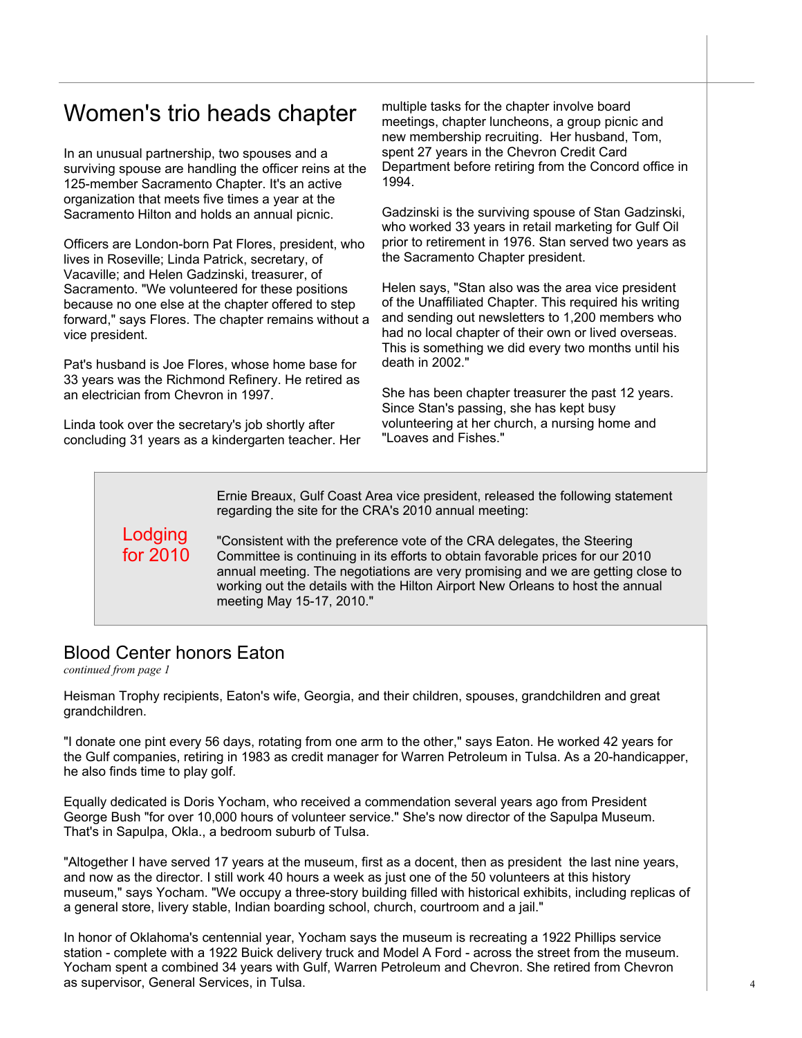## Women's trio heads chapter

In an unusual partnership, two spouses and a surviving spouse are handling the officer reins at the 125-member Sacramento Chapter. It's an active organization that meets five times a year at the Sacramento Hilton and holds an annual picnic.

Officers are London-born Pat Flores, president, who lives in Roseville; Linda Patrick, secretary, of Vacaville; and Helen Gadzinski, treasurer, of Sacramento. "We volunteered for these positions because no one else at the chapter offered to step forward," says Flores. The chapter remains without a vice president.

Pat's husband is Joe Flores, whose home base for 33 years was the Richmond Refinery. He retired as an electrician from Chevron in 1997.

Linda took over the secretary's job shortly after concluding 31 years as a kindergarten teacher. Her multiple tasks for the chapter involve board meetings, chapter luncheons, a group picnic and new membership recruiting. Her husband, Tom, spent 27 years in the Chevron Credit Card Department before retiring from the Concord office in 1994.

Gadzinski is the surviving spouse of Stan Gadzinski, who worked 33 years in retail marketing for Gulf Oil prior to retirement in 1976. Stan served two years as the Sacramento Chapter president.

Helen says, "Stan also was the area vice president of the Unaffiliated Chapter. This required his writing and sending out newsletters to 1,200 members who had no local chapter of their own or lived overseas. This is something we did every two months until his death in 2002."

She has been chapter treasurer the past 12 years. Since Stan's passing, she has kept busy volunteering at her church, a nursing home and "Loaves and Fishes."

## Lodging for 2010

Ernie Breaux, Gulf Coast Area vice president, released the following statement regarding the site for the CRA's 2010 annual meeting:

"Consistent with the preference vote of the CRA delegates, the Steering Committee is continuing in its efforts to obtain favorable prices for our 2010 annual meeting. The negotiations are very promising and we are getting close to working out the details with the Hilton Airport New Orleans to host the annual meeting May 15-17, 2010."

## Blood Center honors Eaton

*continued from page 1*

Heisman Trophy recipients, Eaton's wife, Georgia, and their children, spouses, grandchildren and great grandchildren.

"I donate one pint every 56 days, rotating from one arm to the other," says Eaton. He worked 42 years for the Gulf companies, retiring in 1983 as credit manager for Warren Petroleum in Tulsa. As a 20-handicapper, he also finds time to play golf.

Equally dedicated is Doris Yocham, who received a commendation several years ago from President George Bush "for over 10,000 hours of volunteer service." She's now director of the Sapulpa Museum. That's in Sapulpa, Okla., a bedroom suburb of Tulsa.

"Altogether I have served 17 years at the museum, first as a docent, then as president the last nine years, and now as the director. I still work 40 hours a week as just one of the 50 volunteers at this history museum," says Yocham. "We occupy a three-story building filled with historical exhibits, including replicas of a general store, livery stable, Indian boarding school, church, courtroom and a jail."

In honor of Oklahoma's centennial year, Yocham says the museum is recreating a 1922 Phillips service station - complete with a 1922 Buick delivery truck and Model A Ford - across the street from the museum. Yocham spent a combined 34 years with Gulf, Warren Petroleum and Chevron. She retired from Chevron as supervisor, General Services, in Tulsa.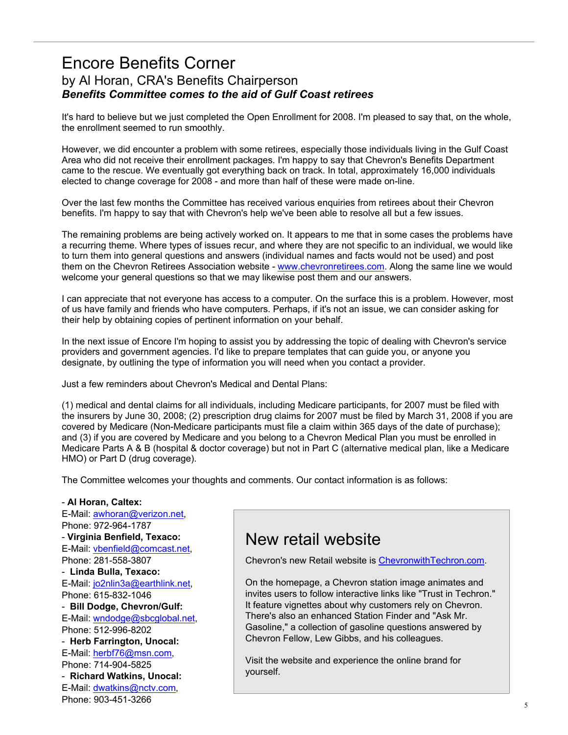# Encore Benefits Corner

## by Al Horan, CRA's Benefits Chairperson

***Benefits Committee comes to the aid of Gulf Coast retirees***

It's hard to believe but we just completed the Open Enrollment for 2008. I'm pleased to say that, on the whole, the enrollment seemed to run smoothly.

However, we did encounter a problem with some retirees, especially those individuals living in the Gulf Coast Area who did not receive their enrollment packages. I'm happy to say that Chevron's Benefits Department came to the rescue. We eventually got everything back on track. In total, approximately 16,000 individuals elected to change coverage for 2008 - and more than half of these were made on-line.

Over the last few months the Committee has received various enquiries from retirees about their Chevron benefits. I'm happy to say that with Chevron's help we've been able to resolve all but a few issues.

The remaining problems are being actively worked on. It appears to me that in some cases the problems have a recurring theme. Where types of issues recur, and where they are not specific to an individual, we would like to turn them into general questions and answers (individual names and facts would not be used) and post them on the Chevron Retirees Association website - www.chevronretirees.com. Along the same line we would welcome your general questions so that we may likewise post them and our answers.

I can appreciate that not everyone has access to a computer. On the surface this is a problem. However, most of us have family and friends who have computers. Perhaps, if it's not an issue, we can consider asking for their help by obtaining copies of pertinent information on your behalf.

In the next issue of Encore I'm hoping to assist you by addressing the topic of dealing with Chevron's service providers and government agencies. I'd like to prepare templates that can guide you, or anyone you designate, by outlining the type of information you will need when you contact a provider.

Just a few reminders about Chevron's Medical and Dental Plans:

(1) medical and dental claims for all individuals, including Medicare participants, for 2007 must be filed with the insurers by June 30, 2008; (2) prescription drug claims for 2007 must be filed by March 31, 2008 if you are covered by Medicare (Non-Medicare participants must file a claim within 365 days of the date of purchase); and (3) if you are covered by Medicare and you belong to a Chevron Medical Plan you must be enrolled in Medicare Parts A & B (hospital & doctor coverage) but not in Part C (alternative medical plan, like a Medicare HMO) or Part D (drug coverage).

The Committee welcomes your thoughts and comments. Our contact information is as follows:

- **Al Horan, Caltex:**
E-Mail: awhoran@verizon.net,
Phone: 972-964-1787
- **Virginia Benfield, Texaco:**
E-Mail: vbenfield@comcast.net,
Phone: 281-558-3807
- **Linda Bulla, Texaco:**
E-Mail: jo2nlin3a@earthlink.net,
Phone: 615-832-1046
- **Bill Dodge, Chevron/Gulf:**
E-Mail: wndodge@sbcglobal.net,
Phone: 512-996-8202
- **Herb Farrington, Unocal:**
E-Mail: herbf76@msn.com,
Phone: 714-904-5825
- **Richard Watkins, Unocal:**
E-Mail: dwatkins@nctv.com,
Phone: 903-451-3266

# New retail website

Chevron's new Retail website is ChevronwithTechron.com.

On the homepage, a Chevron station image animates and invites users to follow interactive links like "Trust in Techron." It feature vignettes about why customers rely on Chevron. There's also an enhanced Station Finder and "Ask Mr. Gasoline," a collection of gasoline questions answered by Chevron Fellow, Lew Gibbs, and his colleagues.

Visit the website and experience the online brand for yourself.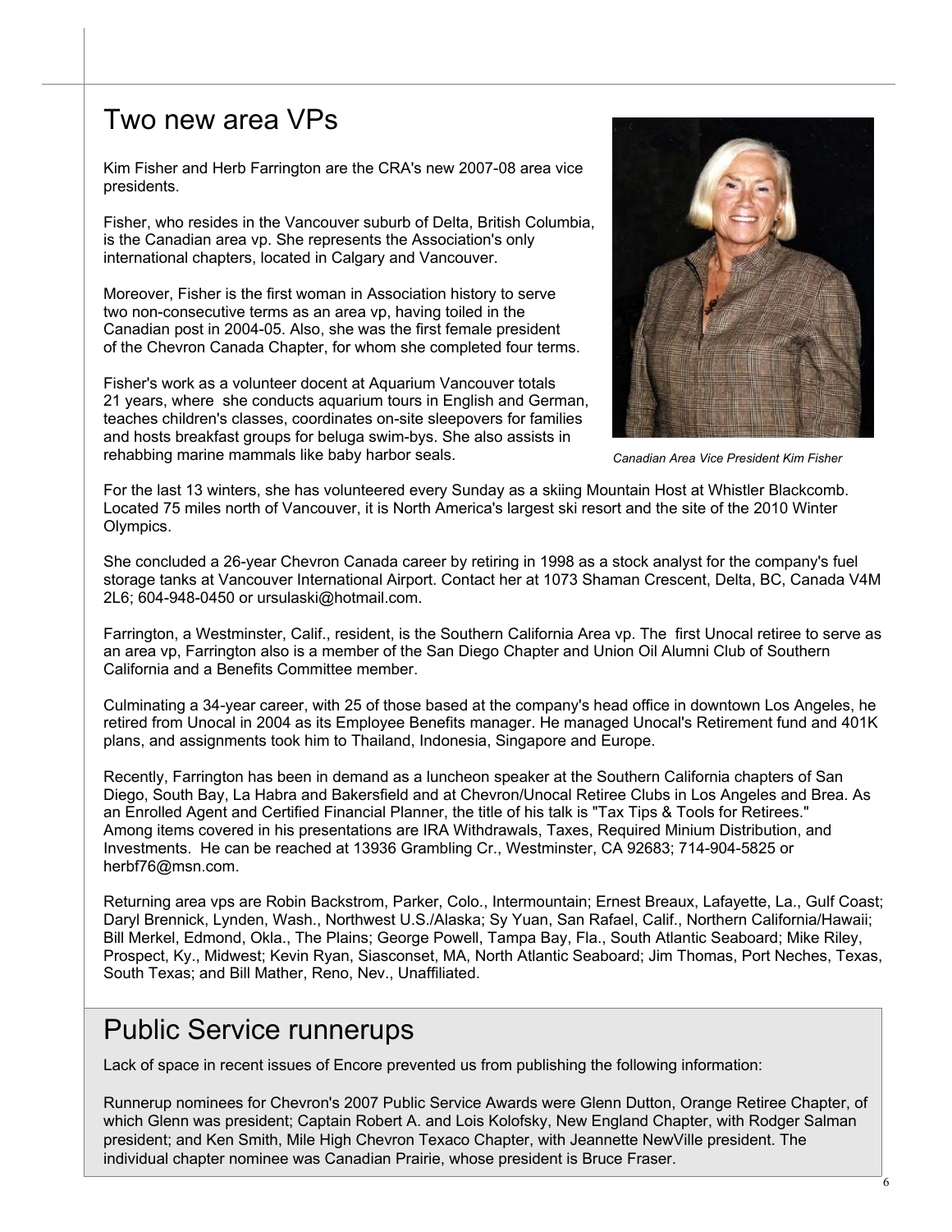# Two new area VPs

Kim Fisher and Herb Farrington are the CRA's new 2007-08 area vice presidents.

Fisher, who resides in the Vancouver suburb of Delta, British Columbia, is the Canadian area vp. She represents the Association's only international chapters, located in Calgary and Vancouver.

Moreover, Fisher is the first woman in Association history to serve two non-consecutive terms as an area vp, having toiled in the Canadian post in 2004-05. Also, she was the first female president of the Chevron Canada Chapter, for whom she completed four terms.

Fisher's work as a volunteer docent at Aquarium Vancouver totals 21 years, where she conducts aquarium tours in English and German, teaches children's classes, coordinates on-site sleepovers for families and hosts breakfast groups for beluga swim-bys. She also assists in rehabbing marine mammals like baby harbor seals.

*Canadian Area Vice President Kim Fisher*

For the last 13 winters, she has volunteered every Sunday as a skiing Mountain Host at Whistler Blackcomb. Located 75 miles north of Vancouver, it is North America's largest ski resort and the site of the 2010 Winter Olympics.

She concluded a 26-year Chevron Canada career by retiring in 1998 as a stock analyst for the company's fuel storage tanks at Vancouver International Airport. Contact her at 1073 Shaman Crescent, Delta, BC, Canada V4M 2L6; 604-948-0450 or ursulaski@hotmail.com.

Farrington, a Westminster, Calif., resident, is the Southern California Area vp. The first Unocal retiree to serve as an area vp, Farrington also is a member of the San Diego Chapter and Union Oil Alumni Club of Southern California and a Benefits Committee member.

Culminating a 34-year career, with 25 of those based at the company's head office in downtown Los Angeles, he retired from Unocal in 2004 as its Employee Benefits manager. He managed Unocal's Retirement fund and 401K plans, and assignments took him to Thailand, Indonesia, Singapore and Europe.

Recently, Farrington has been in demand as a luncheon speaker at the Southern California chapters of San Diego, South Bay, La Habra and Bakersfield and at Chevron/Unocal Retiree Clubs in Los Angeles and Brea. As an Enrolled Agent and Certified Financial Planner, the title of his talk is "Tax Tips & Tools for Retirees." Among items covered in his presentations are IRA Withdrawals, Taxes, Required Minium Distribution, and Investments. He can be reached at 13936 Grambling Cr., Westminster, CA 92683; 714-904-5825 or herbf76@msn.com.

Returning area vps are Robin Backstrom, Parker, Colo., Intermountain; Ernest Breaux, Lafayette, La., Gulf Coast; Daryl Brennick, Lynden, Wash., Northwest U.S./Alaska; Sy Yuan, San Rafael, Calif., Northern California/Hawaii; Bill Merkel, Edmond, Okla., The Plains; George Powell, Tampa Bay, Fla., South Atlantic Seaboard; Mike Riley, Prospect, Ky., Midwest; Kevin Ryan, Siasconset, MA, North Atlantic Seaboard; Jim Thomas, Port Neches, Texas, South Texas; and Bill Mather, Reno, Nev., Unaffiliated.

# Public Service runnerups

Lack of space in recent issues of Encore prevented us from publishing the following information:

Runnerup nominees for Chevron's 2007 Public Service Awards were Glenn Dutton, Orange Retiree Chapter, of which Glenn was president; Captain Robert A. and Lois Kolofsky, New England Chapter, with Rodger Salman president; and Ken Smith, Mile High Chevron Texaco Chapter, with Jeannette NewVille president. The individual chapter nominee was Canadian Prairie, whose president is Bruce Fraser.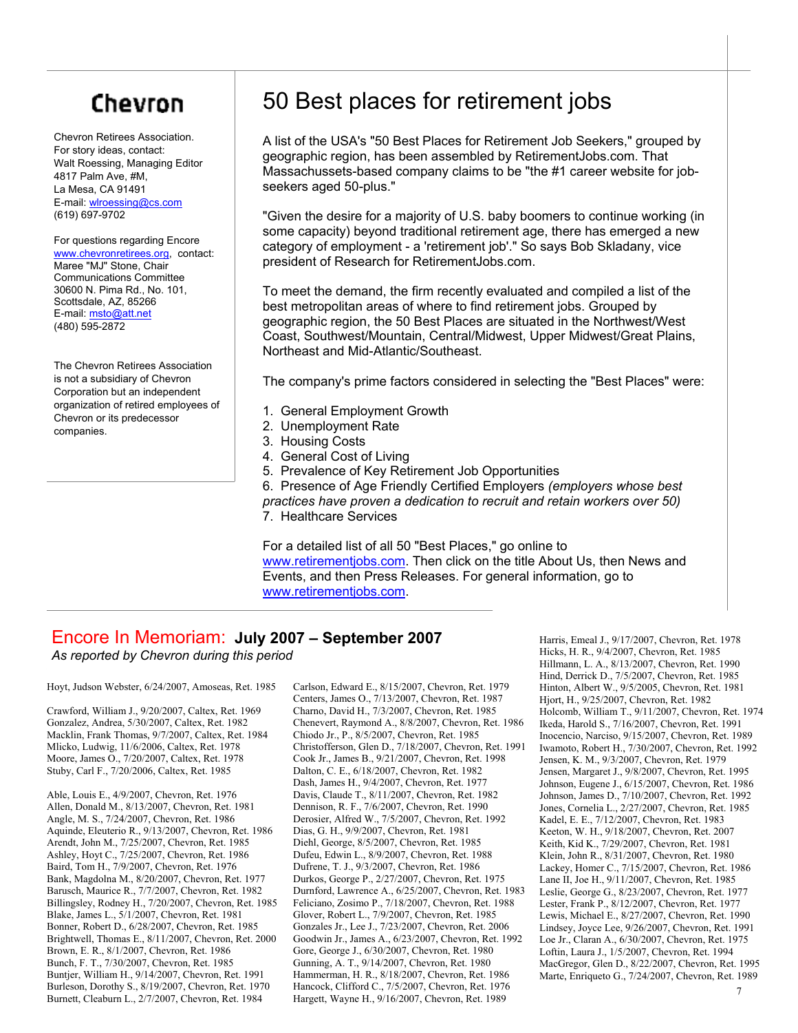# Chevron

Chevron Retirees Association.
For story ideas, contact:
Walt Roessing, Managing Editor
4817 Palm Ave, #M,
La Mesa, CA 91491
E-mail: wlroessing@cs.com
(619) 697-9702

For questions regarding Encore www.chevronretirees.org, contact:
Maree "MJ" Stone, Chair
Communications Committee
30600 N. Pima Rd., No. 101,
Scottsdale, AZ, 85266
E-mail: msto@att.net
(480) 595-2872

The Chevron Retirees Association is not a subsidiary of Chevron Corporation but an independent organization of retired employees of Chevron or its predecessor companies.

# 50 Best places for retirement jobs

A list of the USA's "50 Best Places for Retirement Job Seekers," grouped by geographic region, has been assembled by RetirementJobs.com. That Massachussets-based company claims to be "the #1 career website for job-seekers aged 50-plus."

"Given the desire for a majority of U.S. baby boomers to continue working (in some capacity) beyond traditional retirement age, there has emerged a new category of employment - a 'retirement job'." So says Bob Skladany, vice president of Research for RetirementJobs.com.

To meet the demand, the firm recently evaluated and compiled a list of the best metropolitan areas of where to find retirement jobs. Grouped by geographic region, the 50 Best Places are situated in the Northwest/West Coast, Southwest/Mountain, Central/Midwest, Upper Midwest/Great Plains, Northeast and Mid-Atlantic/Southeast.

The company's prime factors considered in selecting the "Best Places" were:

1. General Employment Growth
2. Unemployment Rate
3. Housing Costs
4. General Cost of Living
5. Prevalence of Key Retirement Job Opportunities
6. Presence of Age Friendly Certified Employers *(employers whose best practices have proven a dedication to recruit and retain workers over 50)*
7. Healthcare Services

For a detailed list of all 50 "Best Places," go online to www.retirementjobs.com. Then click on the title About Us, then News and Events, and then Press Releases. For general information, go to www.retirementjobs.com.

## Encore In Memoriam: July 2007 – September 2007

*As reported by Chevron during this period*

Hoyt, Judson Webster, 6/24/2007, Amoseas, Ret. 1985

Crawford, William J., 9/20/2007, Caltex, Ret. 1969
Gonzalez, Andrea, 5/30/2007, Caltex, Ret. 1982
Macklin, Frank Thomas, 9/7/2007, Caltex, Ret. 1984
Mlicko, Ludwig, 11/6/2006, Caltex, Ret. 1978
Moore, James O., 7/20/2007, Caltex, Ret. 1978
Stuby, Carl F., 7/20/2006, Caltex, Ret. 1985

Able, Louis E., 4/9/2007, Chevron, Ret. 1976
Allen, Donald M., 8/13/2007, Chevron, Ret. 1981
Angle, M. S., 7/24/2007, Chevron, Ret. 1986
Aquinde, Eleuterio R., 9/13/2007, Chevron, Ret. 1986
Arendt, John M., 7/25/2007, Chevron, Ret. 1985
Ashley, Hoyt C., 7/25/2007, Chevron, Ret. 1986
Baird, Tom H., 7/9/2007, Chevron, Ret. 1976
Bank, Magdolna M., 8/20/2007, Chevron, Ret. 1977
Barusch, Maurice R., 7/7/2007, Chevron, Ret. 1982
Billingsley, Rodney H., 7/20/2007, Chevron, Ret. 1985
Blake, James L., 5/1/2007, Chevron, Ret. 1981
Bonner, Robert D., 6/28/2007, Chevron, Ret. 1985
Brightwell, Thomas E., 8/11/2007, Chevron, Ret. 2000
Brown, E. R., 8/1/2007, Chevron, Ret. 1986
Bunch, F. T., 7/30/2007, Chevron, Ret. 1985
Buntjer, William H., 9/14/2007, Chevron, Ret. 1991
Burleson, Dorothy S., 8/19/2007, Chevron, Ret. 1970
Burnett, Cleaburn L., 2/7/2007, Chevron, Ret. 1984

Carlson, Edward E., 8/15/2007, Chevron, Ret. 1979
Centers, James O., 7/13/2007, Chevron, Ret. 1987
Charno, David H., 7/3/2007, Chevron, Ret. 1985
Chenevert, Raymond A., 8/8/2007, Chevron, Ret. 1986
Chiodo Jr., P., 8/5/2007, Chevron, Ret. 1985
Christofferson, Glen D., 7/18/2007, Chevron, Ret. 1991
Cook Jr., James B., 9/21/2007, Chevron, Ret. 1998
Dalton, C. E., 6/18/2007, Chevron, Ret. 1982
Dash, James H., 9/4/2007, Chevron, Ret. 1977
Davis, Claude T., 8/11/2007, Chevron, Ret. 1982
Dennison, R. F., 7/6/2007, Chevron, Ret. 1990
Derosier, Alfred W., 7/5/2007, Chevron, Ret. 1992
Dias, G. H., 9/9/2007, Chevron, Ret. 1981
Diehl, George, 8/5/2007, Chevron, Ret. 1985
Dufeu, Edwin L., 8/9/2007, Chevron, Ret. 1988
Dufrene, T. J., 9/3/2007, Chevron, Ret. 1986
Durkos, George P., 2/27/2007, Chevron, Ret. 1975
Durnford, Lawrence A., 6/25/2007, Chevron, Ret. 1983
Feliciano, Zosimo P., 7/18/2007, Chevron, Ret. 1988
Glover, Robert L., 7/9/2007, Chevron, Ret. 1985
Gonzales Jr., Lee J., 7/23/2007, Chevron, Ret. 2006
Goodwin Jr., James A., 6/23/2007, Chevron, Ret. 1992
Gore, George J., 6/30/2007, Chevron, Ret. 1980
Gunning, A. T., 9/14/2007, Chevron, Ret. 1980
Hammerman, H. R., 8/18/2007, Chevron, Ret. 1986
Hancock, Clifford C., 7/5/2007, Chevron, Ret. 1976
Hargett, Wayne H., 9/16/2007, Chevron, Ret. 1989

Harris, Emeal J., 9/17/2007, Chevron, Ret. 1978
Hicks, H. R., 9/4/2007, Chevron, Ret. 1985
Hillmann, L. A., 8/13/2007, Chevron, Ret. 1990
Hind, Derrick D., 7/5/2007, Chevron, Ret. 1985
Hinton, Albert W., 9/5/2005, Chevron, Ret. 1981
Hjort, H., 9/25/2007, Chevron, Ret. 1982
Holcomb, William T., 9/11/2007, Chevron, Ret. 1974
Ikeda, Harold S., 7/16/2007, Chevron, Ret. 1991
Inocencio, Narciso, 9/15/2007, Chevron, Ret. 1989
Iwamoto, Robert H., 7/30/2007, Chevron, Ret. 1992
Jensen, K. M., 9/3/2007, Chevron, Ret. 1979
Jensen, Margaret J., 9/8/2007, Chevron, Ret. 1995
Johnson, Eugene J., 6/15/2007, Chevron, Ret. 1986
Johnson, James D., 7/10/2007, Chevron, Ret. 1992
Jones, Cornelia L., 2/27/2007, Chevron, Ret. 1985
Kadel, E. E., 7/12/2007, Chevron, Ret. 1983
Keeton, W. H., 9/18/2007, Chevron, Ret. 2007
Keith, Kid K., 7/29/2007, Chevron, Ret. 1981
Klein, John R., 8/31/2007, Chevron, Ret. 1980
Lackey, Homer C., 7/15/2007, Chevron, Ret. 1986
Lane II, Joe H., 9/11/2007, Chevron, Ret. 1985
Leslie, George G., 8/23/2007, Chevron, Ret. 1977
Lester, Frank P., 8/12/2007, Chevron, Ret. 1977
Lewis, Michael E., 8/27/2007, Chevron, Ret. 1990
Lindsey, Joyce Lee, 9/26/2007, Chevron, Ret. 1991
Loe Jr., Claran A., 6/30/2007, Chevron, Ret. 1975
Loftin, Laura J., 1/5/2007, Chevron, Ret. 1994
MacGregor, Glen D., 8/22/2007, Chevron, Ret. 1995
Marte, Enriqueto G., 7/24/2007, Chevron, Ret. 1989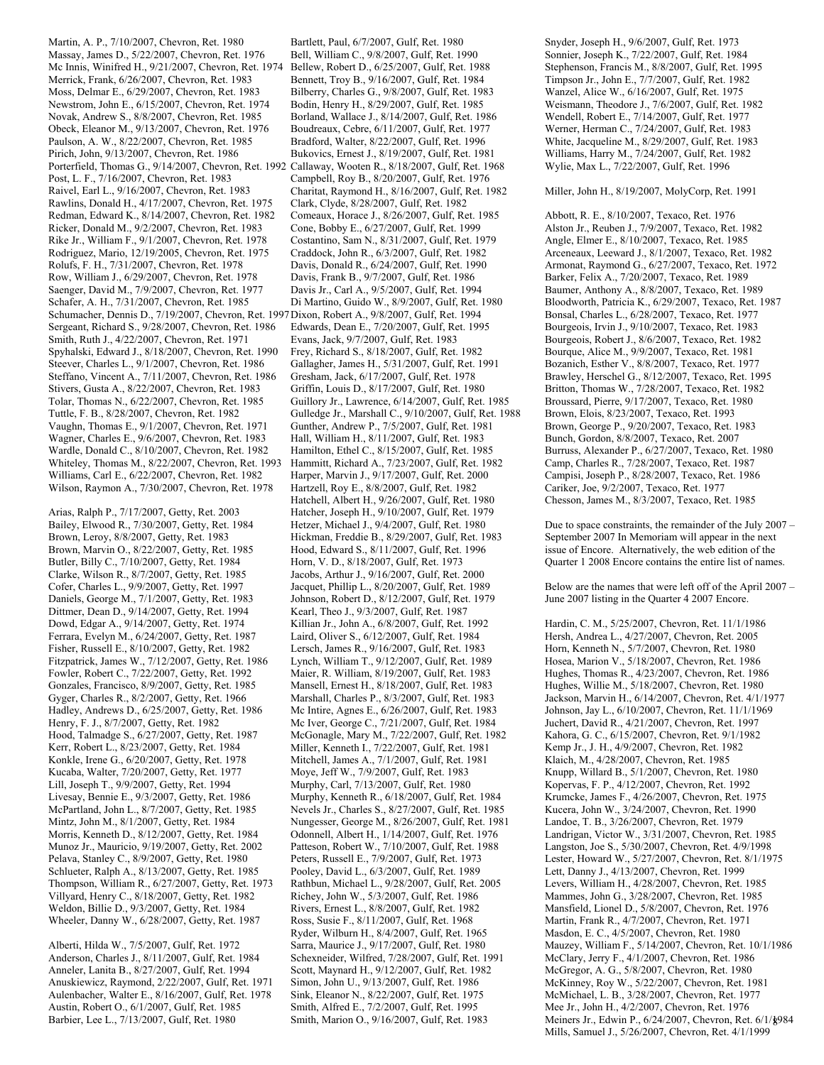Martin, A. P., 7/10/2007, Chevron, Ret. 1980
Massay, James D., 5/22/2007, Chevron, Ret. 1976
Mc Innis, Winifred H., 9/21/2007, Chevron, Ret. 1974
Merrick, Frank, 6/26/2007, Chevron, Ret. 1983
Moss, Delmar E., 6/29/2007, Chevron, Ret. 1983
Newstrom, John E., 6/15/2007, Chevron, Ret. 1974
Novak, Andrew S., 8/8/2007, Chevron, Ret. 1985
Obeck, Eleanor M., 9/13/2007, Chevron, Ret. 1976
Paulson, A. W., 8/22/2007, Chevron, Ret. 1985
Pirich, John, 9/13/2007, Chevron, Ret. 1986
Porterfield, Thomas G., 9/14/2007, Chevron, Ret. 1992
Post, L. F., 7/16/2007, Chevron, Ret. 1983
Raivel, Earl L., 9/16/2007, Chevron, Ret. 1983
Rawlins, Donald H., 4/17/2007, Chevron, Ret. 1975
Redman, Edward K., 8/14/2007, Chevron, Ret. 1982
Ricker, Donald M., 9/2/2007, Chevron, Ret. 1983
Rike Jr., William F., 9/1/2007, Chevron, Ret. 1978
Rodriguez, Mario, 12/19/2005, Chevron, Ret. 1975
Rolufs, F. H., 7/31/2007, Chevron, Ret. 1978
Row, William J., 6/29/2007, Chevron, Ret. 1978
Saenger, David M., 7/9/2007, Chevron, Ret. 1977
Schafer, A. H., 7/31/2007, Chevron, Ret. 1985
Schumacher, Dennis D., 7/19/2007, Chevron, Ret. 1997
Sergeant, Richard S., 9/28/2007, Chevron, Ret. 1986
Smith, Ruth J., 4/22/2007, Chevron, Ret. 1971
Spyhalski, Edward J., 8/18/2007, Chevron, Ret. 1990
Steever, Charles L., 9/1/2007, Chevron, Ret. 1986
Steffano, Vincent A., 7/11/2007, Chevron, Ret. 1986
Stivers, Gusta A., 8/22/2007, Chevron, Ret. 1983
Tolar, Thomas N., 6/22/2007, Chevron, Ret. 1985
Tuttle, F. B., 8/28/2007, Chevron, Ret. 1982
Vaughn, Thomas E., 9/1/2007, Chevron, Ret. 1971
Wagner, Charles E., 9/6/2007, Chevron, Ret. 1983
Wardle, Donald C., 8/10/2007, Chevron, Ret. 1982
Whiteley, Thomas M., 8/22/2007, Chevron, Ret. 1993
Williams, Carl E., 6/22/2007, Chevron, Ret. 1982
Wilson, Raymon A., 7/30/2007, Chevron, Ret. 1978

Arias, Ralph P., 7/17/2007, Getty, Ret. 2003
Bailey, Elwood R., 7/30/2007, Getty, Ret. 1984
Brown, Leroy, 8/8/2007, Getty, Ret. 1983
Brown, Marvin O., 8/22/2007, Getty, Ret. 1985
Butler, Billy C., 7/10/2007, Getty, Ret. 1984
Clarke, Wilson R., 8/7/2007, Getty, Ret. 1985
Cofer, Charles L., 9/9/2007, Getty, Ret. 1997
Daniels, George M., 7/1/2007, Getty, Ret. 1983
Dittmer, Dean D., 9/14/2007, Getty, Ret. 1994
Dowd, Edgar A., 9/14/2007, Getty, Ret. 1974
Ferrara, Evelyn M., 6/24/2007, Getty, Ret. 1987
Fisher, Russell E., 8/10/2007, Getty, Ret. 1982
Fitzpatrick, James W., 7/12/2007, Getty, Ret. 1986
Fowler, Robert C., 7/22/2007, Getty, Ret. 1992
Gonzales, Francisco, 8/9/2007, Getty, Ret. 1985
Gyger, Charles R., 8/2/2007, Getty, Ret. 1966
Hadley, Andrews D., 6/25/2007, Getty, Ret. 1986
Henry, F. J., 8/7/2007, Getty, Ret. 1982
Hood, Talmadge S., 6/27/2007, Getty, Ret. 1987
Kerr, Robert L., 8/23/2007, Getty, Ret. 1984
Konkle, Irene G., 6/20/2007, Getty, Ret. 1978
Kucaba, Walter, 7/20/2007, Getty, Ret. 1977
Lill, Joseph T., 9/9/2007, Getty, Ret. 1994
Livesay, Bennie E., 9/3/2007, Getty, Ret. 1986
McPartland, John L., 8/7/2007, Getty, Ret. 1985
Mintz, John M., 8/1/2007, Getty, Ret. 1984
Morris, Kenneth D., 8/12/2007, Getty, Ret. 1984
Munoz Jr., Mauricio, 9/19/2007, Getty, Ret. 2002
Pelava, Stanley C., 8/9/2007, Getty, Ret. 1980
Schlueter, Ralph A., 8/13/2007, Getty, Ret. 1985
Thompson, William R., 6/27/2007, Getty, Ret. 1973
Villyard, Henry C., 8/18/2007, Getty, Ret. 1982
Weldon, Billie D., 9/3/2007, Getty, Ret. 1984
Wheeler, Danny W., 6/28/2007, Getty, Ret. 1987

Alberti, Hilda W., 7/5/2007, Gulf, Ret. 1972
Anderson, Charles J., 8/11/2007, Gulf, Ret. 1984
Anneler, Lanita B., 8/27/2007, Gulf, Ret. 1994
Anuskiewicz, Raymond, 2/22/2007, Gulf, Ret. 1971
Aulenbacher, Walter E., 8/16/2007, Gulf, Ret. 1978
Austin, Robert O., 6/1/2007, Gulf, Ret. 1985
Barbier, Lee L., 7/13/2007, Gulf, Ret. 1980
Bartlett, Paul, 6/7/2007, Gulf, Ret. 1980
Bell, William C., 9/8/2007, Gulf, Ret. 1990
Bellew, Robert D., 6/25/2007, Gulf, Ret. 1988
Bennett, Troy B., 9/16/2007, Gulf, Ret. 1984
Bilberry, Charles G., 9/8/2007, Gulf, Ret. 1983
Bodin, Henry H., 8/29/2007, Gulf, Ret. 1985
Borland, Wallace J., 8/14/2007, Gulf, Ret. 1986
Boudreaux, Cebre, 6/11/2007, Gulf, Ret. 1977
Bradford, Walter, 8/22/2007, Gulf, Ret. 1996
Bukovics, Ernest J., 8/19/2007, Gulf, Ret. 1981
Callaway, Wooten R., 8/18/2007, Gulf, Ret. 1968
Campbell, Roy B., 8/20/2007, Gulf, Ret. 1976
Charitat, Raymond H., 8/16/2007, Gulf, Ret. 1982
Clark, Clyde, 8/28/2007, Gulf, Ret. 1982
Comeaux, Horace J., 8/26/2007, Gulf, Ret. 1985
Cone, Bobby E., 6/27/2007, Gulf, Ret. 1999
Costantino, Sam N., 8/31/2007, Gulf, Ret. 1979
Craddock, John R., 6/3/2007, Gulf, Ret. 1982
Davis, Donald R., 6/24/2007, Gulf, Ret. 1990
Davis, Frank B., 9/7/2007, Gulf, Ret. 1986
Davis Jr., Carl A., 9/5/2007, Gulf, Ret. 1994
Di Martino, Guido W., 8/9/2007, Gulf, Ret. 1980
Dixon, Robert A., 9/8/2007, Gulf, Ret. 1994
Edwards, Dean E., 7/20/2007, Gulf, Ret. 1995
Evans, Jack, 9/7/2007, Gulf, Ret. 1983
Frey, Richard S., 8/18/2007, Gulf, Ret. 1982
Gallagher, James H., 5/31/2007, Gulf, Ret. 1991
Gresham, Jack, 6/17/2007, Gulf, Ret. 1978
Griffin, Louis D., 8/17/2007, Gulf, Ret. 1980
Guillory Jr., Lawrence, 6/14/2007, Gulf, Ret. 1985
Gulledge Jr., Marshall C., 9/10/2007, Gulf, Ret. 1988
Gunther, Andrew P., 7/5/2007, Gulf, Ret. 1981
Hall, William H., 8/11/2007, Gulf, Ret. 1983
Hamilton, Ethel C., 8/15/2007, Gulf, Ret. 1985
Hammitt, Richard A., 7/23/2007, Gulf, Ret. 1982
Harper, Marvin J., 9/17/2007, Gulf, Ret. 2000
Hartzell, Roy E., 8/8/2007, Gulf, Ret. 1982
Hatchell, Albert H., 9/26/2007, Gulf, Ret. 1980
Hatcher, Joseph H., 9/10/2007, Gulf, Ret. 1979
Hetzer, Michael J., 9/4/2007, Gulf, Ret. 1980
Hickman, Freddie B., 8/29/2007, Gulf, Ret. 1983
Hood, Edward S., 8/11/2007, Gulf, Ret. 1996
Horn, V. D., 8/18/2007, Gulf, Ret. 1973
Jacobs, Arthur J., 9/16/2007, Gulf, Ret. 2000
Jacquet, Phillip L., 8/20/2007, Gulf, Ret. 1989
Johnson, Robert D., 8/12/2007, Gulf, Ret. 1979
Kearl, Theo J., 9/3/2007, Gulf, Ret. 1987
Killian Jr., John A., 6/8/2007, Gulf, Ret. 1992
Laird, Oliver S., 6/12/2007, Gulf, Ret. 1984
Lersch, James R., 9/16/2007, Gulf, Ret. 1983
Lynch, William T., 9/12/2007, Gulf, Ret. 1989
Maier, R. William, 8/19/2007, Gulf, Ret. 1983
Mansell, Ernest H., 8/18/2007, Gulf, Ret. 1983
Marshall, Charles P., 8/3/2007, Gulf, Ret. 1983
Mc Intire, Agnes E., 6/26/2007, Gulf, Ret. 1983
Mc Iver, George C., 7/21/2007, Gulf, Ret. 1984
McGonagle, Mary M., 7/22/2007, Gulf, Ret. 1982
Miller, Kenneth I., 7/22/2007, Gulf, Ret. 1981
Mitchell, James A., 7/1/2007, Gulf, Ret. 1981
Moye, Jeff W., 7/9/2007, Gulf, Ret. 1983
Murphy, Carl, 7/13/2007, Gulf, Ret. 1980
Murphy, Kenneth R., 6/18/2007, Gulf, Ret. 1984
Nevels Jr., Charles S., 8/27/2007, Gulf, Ret. 1985
Nungesser, George M., 8/26/2007, Gulf, Ret. 1981
Odonnell, Albert H., 1/14/2007, Gulf, Ret. 1976
Patteson, Robert W., 7/10/2007, Gulf, Ret. 1988
Peters, Russell E., 7/9/2007, Gulf, Ret. 1973
Pooley, David L., 6/3/2007, Gulf, Ret. 1989
Rathbun, Michael L., 9/28/2007, Gulf, Ret. 2005
Richey, John W., 5/3/2007, Gulf, Ret. 1986
Rivers, Ernest L., 8/8/2007, Gulf, Ret. 1982
Ross, Susie F., 8/11/2007, Gulf, Ret. 1968
Ryder, Wilburn H., 8/4/2007, Gulf, Ret. 1965
Sarra, Maurice J., 9/17/2007, Gulf, Ret. 1980
Schexneider, Wilfred, 7/28/2007, Gulf, Ret. 1991
Scott, Maynard H., 9/12/2007, Gulf, Ret. 1982
Simon, John U., 9/13/2007, Gulf, Ret. 1986
Sink, Eleanor N., 8/22/2007, Gulf, Ret. 1975
Smith, Alfred E., 7/2/2007, Gulf, Ret. 1995
Smith, Marion O., 9/16/2007, Gulf, Ret. 1983
Snyder, Joseph H., 9/6/2007, Gulf, Ret. 1973
Sonnier, Joseph K., 7/22/2007, Gulf, Ret. 1984
Stephenson, Francis M., 8/8/2007, Gulf, Ret. 1995
Timpson Jr., John E., 7/7/2007, Gulf, Ret. 1982
Wanzel, Alice W., 6/16/2007, Gulf, Ret. 1975
Weismann, Theodore J., 7/6/2007, Gulf, Ret. 1982
Wendell, Robert E., 7/14/2007, Gulf, Ret. 1977
Werner, Herman C., 7/24/2007, Gulf, Ret. 1983
White, Jacqueline M., 8/29/2007, Gulf, Ret. 1983
Williams, Harry M., 7/24/2007, Gulf, Ret. 1982
Wylie, Max L., 7/22/2007, Gulf, Ret. 1996

Miller, John H., 8/19/2007, MolyCorp, Ret. 1991

Abbott, R. E., 8/10/2007, Texaco, Ret. 1976
Alston Jr., Reuben J., 7/9/2007, Texaco, Ret. 1982
Angle, Elmer E., 8/10/2007, Texaco, Ret. 1985
Arceneaux, Leeward J., 8/1/2007, Texaco, Ret. 1982
Armonat, Raymond G., 6/27/2007, Texaco, Ret. 1972
Barker, Felix A., 7/20/2007, Texaco, Ret. 1989
Baumer, Anthony A., 8/8/2007, Texaco, Ret. 1989
Bloodworth, Patricia K., 6/29/2007, Texaco, Ret. 1987
Bonsal, Charles L., 6/28/2007, Texaco, Ret. 1977
Bourgeois, Irvin J., 9/10/2007, Texaco, Ret. 1983
Bourgeois, Robert J., 8/6/2007, Texaco, Ret. 1982
Bourque, Alice M., 9/9/2007, Texaco, Ret. 1981
Bozanich, Esther V., 8/8/2007, Texaco, Ret. 1977
Brawley, Herschel G., 8/12/2007, Texaco, Ret. 1995
Britton, Thomas W., 7/28/2007, Texaco, Ret. 1982
Broussard, Pierre, 9/17/2007, Texaco, Ret. 1980
Brown, Elois, 8/23/2007, Texaco, Ret. 1993
Brown, George P., 9/20/2007, Texaco, Ret. 1983
Bunch, Gordon, 8/8/2007, Texaco, Ret. 2007
Burruss, Alexander P., 6/27/2007, Texaco, Ret. 1980
Camp, Charles R., 7/28/2007, Texaco, Ret. 1987
Campisi, Joseph P., 8/28/2007, Texaco, Ret. 1986
Cariker, Joe, 9/2/2007, Texaco, Ret. 1977
Chesson, James M., 8/3/2007, Texaco, Ret. 1985

Due to space constraints, the remainder of the July 2007 – September 2007 In Memoriam will appear in the next issue of Encore. Alternatively, the web edition of the Quarter 1 2008 Encore contains the entire list of names.

Below are the names that were left off of the April 2007 – June 2007 listing in the Quarter 4 2007 Encore.

Hardin, C. M., 5/25/2007, Chevron, Ret. 11/1/1986
Hersh, Andrea L., 4/27/2007, Chevron, Ret. 2005
Horn, Kenneth N., 5/7/2007, Chevron, Ret. 1980
Hosea, Marion V., 5/18/2007, Chevron, Ret. 1986
Hughes, Thomas R., 4/23/2007, Chevron, Ret. 1986
Hughes, Willie M., 5/18/2007, Chevron, Ret. 1980
Jackson, Marvin H., 6/14/2007, Chevron, Ret. 4/1/1977
Johnson, Jay L., 6/10/2007, Chevron, Ret. 11/1/1969
Juchert, David R., 4/21/2007, Chevron, Ret. 1997
Kahora, G. C., 6/15/2007, Chevron, Ret. 9/1/1982
Kemp Jr., J. H., 4/9/2007, Chevron, Ret. 1982
Klaich, M., 4/28/2007, Chevron, Ret. 1985
Knupp, Willard B., 5/1/2007, Chevron, Ret. 1980
Kopervas, F. P., 4/12/2007, Chevron, Ret. 1992
Krumcke, James F., 4/26/2007, Chevron, Ret. 1975
Kucera, John W., 3/24/2007, Chevron, Ret. 1990
Landoe, T. B., 3/26/2007, Chevron, Ret. 1979
Landrigan, Victor W., 3/31/2007, Chevron, Ret. 1985
Langston, Joe S., 5/30/2007, Chevron, Ret. 4/9/1998
Lester, Howard W., 5/27/2007, Chevron, Ret. 8/1/1975
Lett, Danny J., 4/13/2007, Chevron, Ret. 1999
Levers, William H., 4/28/2007, Chevron, Ret. 1985
Mammes, John G., 3/28/2007, Chevron, Ret. 1985
Mansfield, Lionel D., 5/8/2007, Chevron, Ret. 1976
Martin, Frank R., 4/7/2007, Chevron, Ret. 1971
Masdon, E. C., 4/5/2007, Chevron, Ret. 1980
Mauzey, William F., 5/14/2007, Chevron, Ret. 10/1/1986
McClary, Jerry F., 4/1/2007, Chevron, Ret. 1986
McGregor, A. G., 5/8/2007, Chevron, Ret. 1980
McKinney, Roy W., 5/22/2007, Chevron, Ret. 1981
McMichael, L. B., 3/28/2007, Chevron, Ret. 1977
Mee Jr., John H., 4/2/2007, Chevron, Ret. 1976
Meiners Jr., Edwin P., 6/24/2007, Chevron, Ret. 6/1/1984
Mills, Samuel J., 5/26/2007, Chevron, Ret. 4/1/1999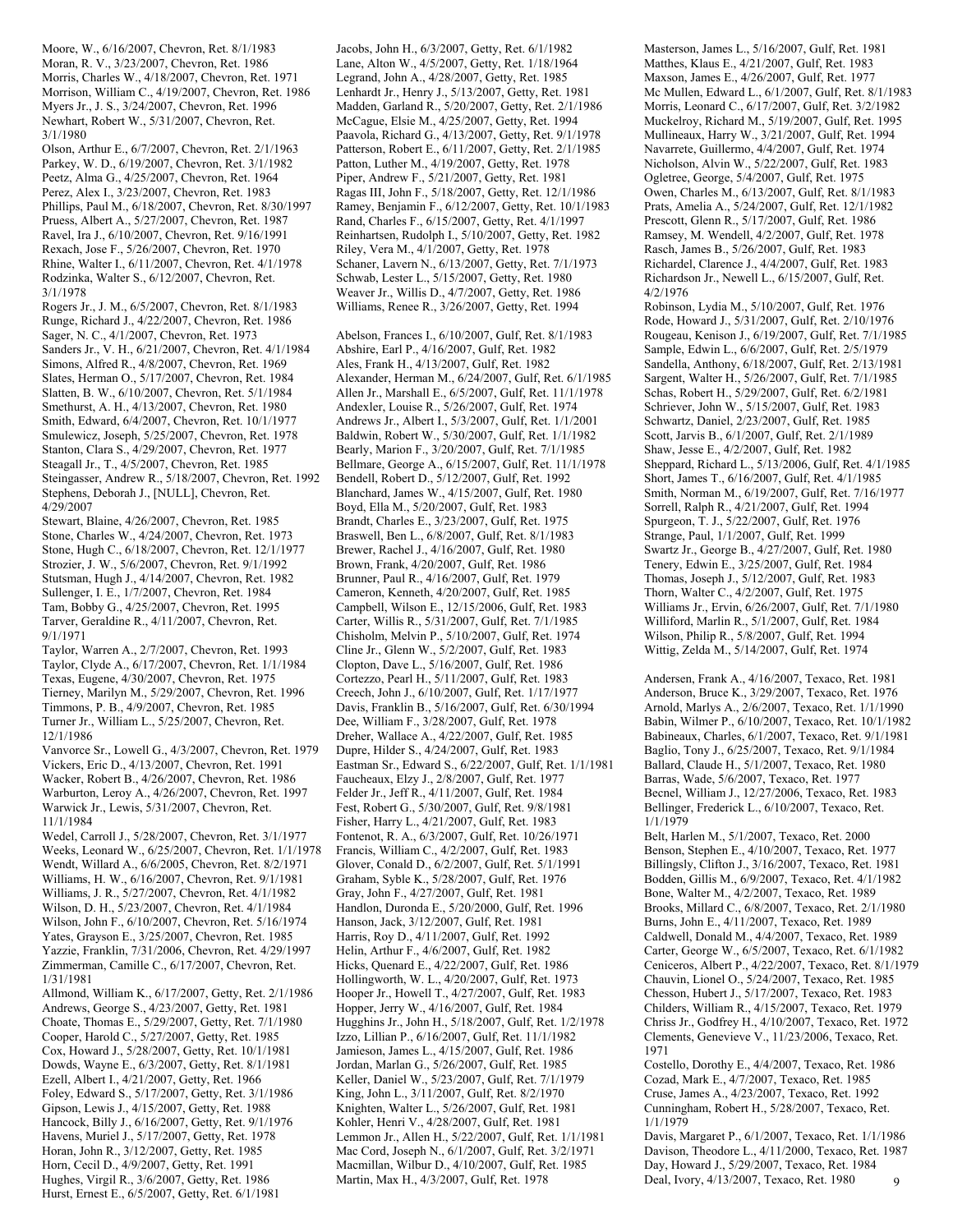Moore, W., 6/16/2007, Chevron, Ret. 8/1/1983
Moran, R. V., 3/23/2007, Chevron, Ret. 1986
Morris, Charles W., 4/18/2007, Chevron, Ret. 1971
Morrison, William C., 4/19/2007, Chevron, Ret. 1986
Myers Jr., J. S., 3/24/2007, Chevron, Ret. 1996
Newhart, Robert W., 5/31/2007, Chevron, Ret. 3/1/1980
Olson, Arthur E., 6/7/2007, Chevron, Ret. 2/1/1963
Parkey, W. D., 6/19/2007, Chevron, Ret. 3/1/1982
Peetz, Alma G., 4/25/2007, Chevron, Ret. 1964
Perez, Alex I., 3/23/2007, Chevron, Ret. 1983
Phillips, Paul M., 6/18/2007, Chevron, Ret. 8/30/1997
Pruess, Albert A., 5/27/2007, Chevron, Ret. 1987
Ravel, Ira J., 6/10/2007, Chevron, Ret. 9/16/1991
Rexach, Jose F., 5/26/2007, Chevron, Ret. 1970
Rhine, Walter I., 6/11/2007, Chevron, Ret. 4/1/1978
Rodzinka, Walter S., 6/12/2007, Chevron, Ret. 3/1/1978
Rogers Jr., J. M., 6/5/2007, Chevron, Ret. 8/1/1983
Runge, Richard J., 4/22/2007, Chevron, Ret. 1986
Sager, N. C., 4/1/2007, Chevron, Ret. 1973
Sanders Jr., V. H., 6/21/2007, Chevron, Ret. 4/1/1984
Simons, Alfred R., 4/8/2007, Chevron, Ret. 1969
Slates, Herman O., 5/17/2007, Chevron, Ret. 1984
Slatten, B. W., 6/10/2007, Chevron, Ret. 5/1/1984
Smethurst, A. H., 4/13/2007, Chevron, Ret. 1980
Smith, Edward, 6/4/2007, Chevron, Ret. 10/1/1977
Smulewicz, Joseph, 5/25/2007, Chevron, Ret. 1978
Stanton, Clara S., 4/29/2007, Chevron, Ret. 1977
Steagall Jr., T., 4/5/2007, Chevron, Ret. 1985
Steingasser, Andrew R., 5/18/2007, Chevron, Ret. 1992
Stephens, Deborah J., [NULL], Chevron, Ret. 4/29/2007
Stewart, Blaine, 4/26/2007, Chevron, Ret. 1985
Stone, Charles W., 4/24/2007, Chevron, Ret. 1973
Stone, Hugh C., 6/18/2007, Chevron, Ret. 12/1/1977
Strozier, J. W., 5/6/2007, Chevron, Ret. 9/1/1992
Stutsman, Hugh J., 4/14/2007, Chevron, Ret. 1982
Sullenger, I. E., 1/7/2007, Chevron, Ret. 1984
Tam, Bobby G., 4/25/2007, Chevron, Ret. 1995
Tarver, Geraldine R., 4/11/2007, Chevron, Ret. 9/1/1971
Taylor, Warren A., 2/7/2007, Chevron, Ret. 1993
Taylor, Clyde A., 6/17/2007, Chevron, Ret. 1/1/1984
Texas, Eugene, 4/30/2007, Chevron, Ret. 1975
Tierney, Marilyn M., 5/29/2007, Chevron, Ret. 1996
Timmons, P. B., 4/9/2007, Chevron, Ret. 1985
Turner Jr., William L., 5/25/2007, Chevron, Ret. 12/1/1986
Vanvorce Sr., Lowell G., 4/3/2007, Chevron, Ret. 1979
Vickers, Eric D., 4/13/2007, Chevron, Ret. 1991
Wacker, Robert B., 4/26/2007, Chevron, Ret. 1986
Warburton, Leroy A., 4/26/2007, Chevron, Ret. 1997
Warwick Jr., Lewis, 5/31/2007, Chevron, Ret. 11/1/1984
Wedel, Carroll J., 5/28/2007, Chevron, Ret. 3/1/1977
Weeks, Leonard W., 6/25/2007, Chevron, Ret. 1/1/1978
Wendt, Willard A., 6/6/2005, Chevron, Ret. 8/2/1971
Williams, H. W., 6/16/2007, Chevron, Ret. 9/1/1981
Williams, J. R., 5/27/2007, Chevron, Ret. 4/1/1982
Wilson, D. H., 5/23/2007, Chevron, Ret. 4/1/1984
Wilson, John F., 6/10/2007, Chevron, Ret. 5/16/1974
Yates, Grayson E., 3/25/2007, Chevron, Ret. 1985
Yazzie, Franklin, 7/31/2006, Chevron, Ret. 4/29/1997
Zimmerman, Camille C., 6/17/2007, Chevron, Ret. 1/31/1981
Allmond, William K., 6/17/2007, Getty, Ret. 2/1/1986
Andrews, George S., 4/23/2007, Getty, Ret. 1981
Choate, Thomas E., 5/29/2007, Getty, Ret. 7/1/1980
Cooper, Harold C., 5/27/2007, Getty, Ret. 1985
Cox, Howard J., 5/28/2007, Getty, Ret. 10/1/1981
Dowds, Wayne E., 6/3/2007, Getty, Ret. 8/1/1981
Ezell, Albert I., 4/21/2007, Getty, Ret. 1966
Foley, Edward S., 5/17/2007, Getty, Ret. 3/1/1986
Gipson, Lewis J., 4/15/2007, Getty, Ret. 1988
Hancock, Billy J., 6/16/2007, Getty, Ret. 9/1/1976
Havens, Muriel J., 5/17/2007, Getty, Ret. 1978
Horan, John R., 3/12/2007, Getty, Ret. 1985
Horn, Cecil D., 4/9/2007, Getty, Ret. 1991
Hughes, Virgil R., 3/6/2007, Getty, Ret. 1986
Hurst, Ernest E., 6/5/2007, Getty, Ret. 6/1/1981
Jacobs, John H., 6/3/2007, Getty, Ret. 6/1/1982
Lane, Alton W., 4/5/2007, Getty, Ret. 1/18/1964
Legrand, John A., 4/28/2007, Getty, Ret. 1985
Lenhardt Jr., Henry J., 5/13/2007, Getty, Ret. 1981
Madden, Garland R., 5/20/2007, Getty, Ret. 2/1/1986
McCague, Elsie M., 4/25/2007, Getty, Ret. 1994
Paavola, Richard G., 4/13/2007, Getty, Ret. 9/1/1978
Patterson, Robert E., 6/11/2007, Getty, Ret. 2/1/1985
Patton, Luther M., 4/19/2007, Getty, Ret. 1978
Piper, Andrew F., 5/21/2007, Getty, Ret. 1981
Ragas III, John F., 5/18/2007, Getty, Ret. 12/1/1986
Ramey, Benjamin F., 6/12/2007, Getty, Ret. 10/1/1983
Rand, Charles F., 6/15/2007, Getty, Ret. 4/1/1997
Reinhartsen, Rudolph I., 5/10/2007, Getty, Ret. 1982
Riley, Vera M., 4/1/2007, Getty, Ret. 1978
Schaner, Lavern N., 6/13/2007, Getty, Ret. 7/1/1973
Schwab, Lester L., 5/15/2007, Getty, Ret. 1980
Weaver Jr., Willis D., 4/7/2007, Getty, Ret. 1986
Williams, Renee R., 3/26/2007, Getty, Ret. 1994

Abelson, Frances I., 6/10/2007, Gulf, Ret. 8/1/1983
Abshire, Earl P., 4/16/2007, Gulf, Ret. 1982
Ales, Frank H., 4/13/2007, Gulf, Ret. 1982
Alexander, Herman M., 6/24/2007, Gulf, Ret. 6/1/1985
Allen Jr., Marshall E., 6/5/2007, Gulf, Ret. 11/1/1978
Andexler, Louise R., 5/26/2007, Gulf, Ret. 1974
Andrews Jr., Albert I., 5/3/2007, Gulf, Ret. 1/1/2001
Baldwin, Robert W., 5/30/2007, Gulf, Ret. 1/1/1982
Bearly, Marion F., 3/20/2007, Gulf, Ret. 7/1/1985
Bellmare, George A., 6/15/2007, Gulf, Ret. 11/1/1978
Bendell, Robert D., 5/12/2007, Gulf, Ret. 1992
Blanchard, James W., 4/15/2007, Gulf, Ret. 1980
Boyd, Ella M., 5/20/2007, Gulf, Ret. 1983
Brandt, Charles E., 3/23/2007, Gulf, Ret. 1975
Braswell, Ben L., 6/8/2007, Gulf, Ret. 8/1/1983
Brewer, Rachel J., 4/16/2007, Gulf, Ret. 1980
Brown, Frank, 4/20/2007, Gulf, Ret. 1986
Brunner, Paul R., 4/16/2007, Gulf, Ret. 1979
Cameron, Kenneth, 4/20/2007, Gulf, Ret. 1985
Campbell, Wilson E., 12/15/2006, Gulf, Ret. 1983
Carter, Willis R., 5/31/2007, Gulf, Ret. 7/1/1985
Chisholm, Melvin P., 5/10/2007, Gulf, Ret. 1974
Cline Jr., Glenn W., 5/2/2007, Gulf, Ret. 1983
Clopton, Dave L., 5/16/2007, Gulf, Ret. 1986
Cortezzo, Pearl H., 5/11/2007, Gulf, Ret. 1983
Creech, John J., 6/10/2007, Gulf, Ret. 1/17/1977
Davis, Franklin B., 5/16/2007, Gulf, Ret. 6/30/1994
Dee, William F., 3/28/2007, Gulf, Ret. 1978
Dreher, Wallace A., 4/22/2007, Gulf, Ret. 1985
Dupre, Hilder S., 4/24/2007, Gulf, Ret. 1983
Eastman Sr., Edward S., 6/22/2007, Gulf, Ret. 1/1/1981
Faucheaux, Elzy J., 2/8/2007, Gulf, Ret. 1977
Felder Jr., Jeff R., 4/11/2007, Gulf, Ret. 1984
Fest, Robert G., 5/30/2007, Gulf, Ret. 9/8/1981
Fisher, Harry L., 4/21/2007, Gulf, Ret. 1983
Fontenot, R. A., 6/3/2007, Gulf, Ret. 10/26/1971
Francis, William C., 4/2/2007, Gulf, Ret. 1983
Glover, Conald D., 6/2/2007, Gulf, Ret. 5/1/1991
Graham, Syble K., 5/28/2007, Gulf, Ret. 1976
Gray, John F., 4/27/2007, Gulf, Ret. 1981
Handlon, Duronda E., 5/20/2000, Gulf, Ret. 1996
Hanson, Jack, 3/12/2007, Gulf, Ret. 1981
Harris, Roy D., 4/11/2007, Gulf, Ret. 1992
Helin, Arthur F., 4/6/2007, Gulf, Ret. 1982
Hicks, Quenard E., 4/22/2007, Gulf, Ret. 1986
Hollingworth, W. L., 4/20/2007, Gulf, Ret. 1973
Hooper Jr., Howell T., 4/27/2007, Gulf, Ret. 1983
Hopper, Jerry W., 4/16/2007, Gulf, Ret. 1984
Hugghins Jr., John H., 5/18/2007, Gulf, Ret. 1/2/1978
Izzo, Lillian P., 6/16/2007, Gulf, Ret. 11/1/1982
Jamieson, James L., 4/15/2007, Gulf, Ret. 1986
Jordan, Marlan G., 5/26/2007, Gulf, Ret. 1985
Keller, Daniel W., 5/23/2007, Gulf, Ret. 7/1/1979
King, John L., 3/11/2007, Gulf, Ret. 8/2/1970
Knighten, Walter L., 5/26/2007, Gulf, Ret. 1981
Kohler, Henri V., 4/28/2007, Gulf, Ret. 1981
Lemmon Jr., Allen H., 5/22/2007, Gulf, Ret. 1/1/1981
Mac Cord, Joseph N., 6/1/2007, Gulf, Ret. 3/2/1971
Macmillan, Wilbur D., 4/10/2007, Gulf, Ret. 1985
Martin, Max H., 4/3/2007, Gulf, Ret. 1978
Masterson, James L., 5/16/2007, Gulf, Ret. 1981
Matthes, Klaus E., 4/21/2007, Gulf, Ret. 1983
Maxson, James E., 4/26/2007, Gulf, Ret. 1977
Mc Mullen, Edward L., 6/1/2007, Gulf, Ret. 8/1/1983
Morris, Leonard C., 6/17/2007, Gulf, Ret. 3/2/1982
Muckelroy, Richard M., 5/19/2007, Gulf, Ret. 1995
Mullineaux, Harry W., 3/21/2007, Gulf, Ret. 1994
Navarrete, Guillermo, 4/4/2007, Gulf, Ret. 1974
Nicholson, Alvin W., 5/22/2007, Gulf, Ret. 1983
Ogletree, George, 5/4/2007, Gulf, Ret. 1975
Owen, Charles M., 6/13/2007, Gulf, Ret. 8/1/1983
Prats, Amelia A., 5/24/2007, Gulf, Ret. 12/1/1982
Prescott, Glenn R., 5/17/2007, Gulf, Ret. 1986
Ramsey, M. Wendell, 4/2/2007, Gulf, Ret. 1978
Rasch, James B., 5/26/2007, Gulf, Ret. 1983
Richardel, Clarence J., 4/4/2007, Gulf, Ret. 1983
Richardson Jr., Newell L., 6/15/2007, Gulf, Ret. 4/2/1976
Robinson, Lydia M., 5/10/2007, Gulf, Ret. 1976
Rode, Howard J., 5/31/2007, Gulf, Ret. 2/10/1976
Rougeau, Kenison J., 6/19/2007, Gulf, Ret. 7/1/1985
Sample, Edwin L., 6/6/2007, Gulf, Ret. 2/5/1979
Sandella, Anthony, 6/18/2007, Gulf, Ret. 2/13/1981
Sargent, Walter H., 5/26/2007, Gulf, Ret. 7/1/1985
Schas, Robert H., 5/29/2007, Gulf, Ret. 6/2/1981
Schriever, John W., 5/15/2007, Gulf, Ret. 1983
Schwartz, Daniel, 2/23/2007, Gulf, Ret. 1985
Scott, Jarvis B., 6/1/2007, Gulf, Ret. 2/1/1989
Shaw, Jesse E., 4/2/2007, Gulf, Ret. 1982
Sheppard, Richard L., 5/13/2006, Gulf, Ret. 4/1/1985
Short, James T., 6/16/2007, Gulf, Ret. 4/1/1985
Smith, Norman M., 6/19/2007, Gulf, Ret. 7/16/1977
Sorrell, Ralph R., 4/21/2007, Gulf, Ret. 1994
Spurgeon, T. J., 5/22/2007, Gulf, Ret. 1976
Strange, Paul, 1/1/2007, Gulf, Ret. 1999
Swartz Jr., George B., 4/27/2007, Gulf, Ret. 1980
Tenery, Edwin E., 3/25/2007, Gulf, Ret. 1984
Thomas, Joseph J., 5/12/2007, Gulf, Ret. 1983
Thorn, Walter C., 4/2/2007, Gulf, Ret. 1975
Williams Jr., Ervin, 6/26/2007, Gulf, Ret. 7/1/1980
Williford, Marlin R., 5/1/2007, Gulf, Ret. 1984
Wilson, Philip R., 5/8/2007, Gulf, Ret. 1994
Wittig, Zelda M., 5/14/2007, Gulf, Ret. 1974

Andersen, Frank A., 4/16/2007, Texaco, Ret. 1981
Anderson, Bruce K., 3/29/2007, Texaco, Ret. 1976
Arnold, Marlys A., 2/6/2007, Texaco, Ret. 1/1/1990
Babin, Wilmer P., 6/10/2007, Texaco, Ret. 10/1/1982
Babineaux, Charles, 6/1/2007, Texaco, Ret. 9/1/1981
Baglio, Tony J., 6/25/2007, Texaco, Ret. 9/1/1984
Ballard, Claude H., 5/1/2007, Texaco, Ret. 1980
Barras, Wade, 5/6/2007, Texaco, Ret. 1977
Becnel, William J., 12/27/2006, Texaco, Ret. 1983
Bellinger, Frederick L., 6/10/2007, Texaco, Ret. 1/1/1979
Belt, Harlen M., 5/1/2007, Texaco, Ret. 2000
Benson, Stephen E., 4/10/2007, Texaco, Ret. 1977
Billingsly, Clifton J., 3/16/2007, Texaco, Ret. 1981
Bodden, Gillis M., 6/9/2007, Texaco, Ret. 4/1/1982
Bone, Walter M., 4/2/2007, Texaco, Ret. 1989
Brooks, Millard C., 6/8/2007, Texaco, Ret. 2/1/1980
Burns, John E., 4/11/2007, Texaco, Ret. 1989
Caldwell, Donald M., 4/4/2007, Texaco, Ret. 1989
Carter, George W., 6/5/2007, Texaco, Ret. 6/1/1982
Ceniceros, Albert P., 4/22/2007, Texaco, Ret. 8/1/1979
Chauvin, Lionel O., 5/24/2007, Texaco, Ret. 1985
Chesson, Hubert J., 5/17/2007, Texaco, Ret. 1983
Childers, William R., 4/15/2007, Texaco, Ret. 1979
Chriss Jr., Godfrey H., 4/10/2007, Texaco, Ret. 1972
Clements, Genevieve V., 11/23/2006, Texaco, Ret. 1971
Costello, Dorothy E., 4/4/2007, Texaco, Ret. 1986
Cozad, Mark E., 4/7/2007, Texaco, Ret. 1985
Cruse, James A., 4/23/2007, Texaco, Ret. 1992
Cunningham, Robert H., 5/28/2007, Texaco, Ret. 1/1/1979
Davis, Margaret P., 6/1/2007, Texaco, Ret. 1/1/1986
Davison, Theodore L., 4/11/2000, Texaco, Ret. 1987
Day, Howard J., 5/29/2007, Texaco, Ret. 1984
Deal, Ivory, 4/13/2007, Texaco, Ret. 1980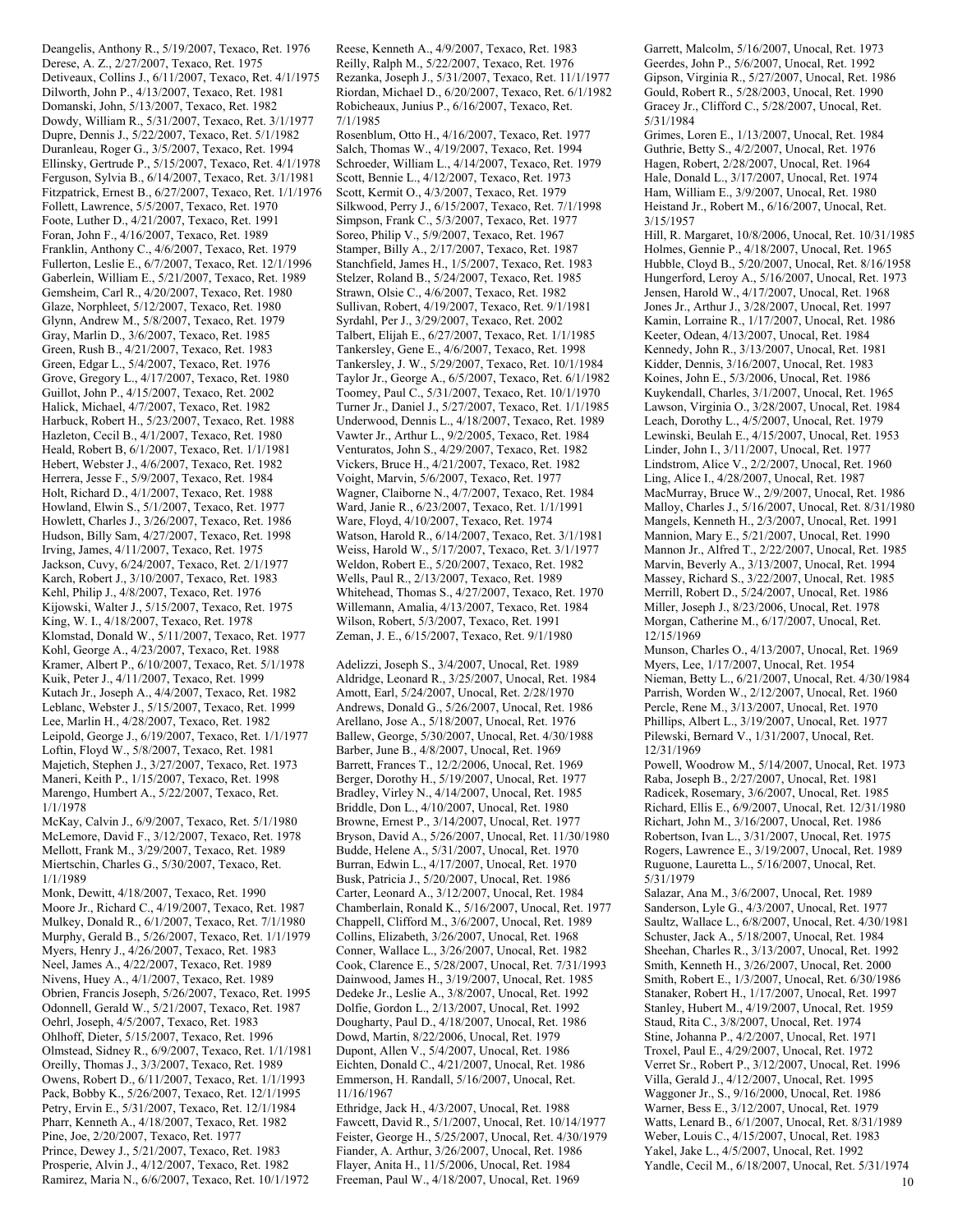Deangelis, Anthony R., 5/19/2007, Texaco, Ret. 1976
Derese, A. Z., 2/27/2007, Texaco, Ret. 1975
Detiveaux, Collins J., 6/11/2007, Texaco, Ret. 4/1/1975
Dilworth, John P., 4/13/2007, Texaco, Ret. 1981
Domanski, John, 5/13/2007, Texaco, Ret. 1982
Dowdy, William R., 5/31/2007, Texaco, Ret. 3/1/1977
Dupre, Dennis J., 5/22/2007, Texaco, Ret. 5/1/1982
Duranleau, Roger G., 3/5/2007, Texaco, Ret. 1994
Ellinsky, Gertrude P., 5/15/2007, Texaco, Ret. 4/1/1978
Ferguson, Sylvia B., 6/14/2007, Texaco, Ret. 3/1/1981
Fitzpatrick, Ernest B., 6/27/2007, Texaco, Ret. 1/1/1976
Follett, Lawrence, 5/5/2007, Texaco, Ret. 1970
Foote, Luther D., 4/21/2007, Texaco, Ret. 1991
Foran, John F., 4/16/2007, Texaco, Ret. 1989
Franklin, Anthony C., 4/6/2007, Texaco, Ret. 1979
Fullerton, Leslie E., 6/7/2007, Texaco, Ret. 12/1/1996
Gaberlein, William E., 5/21/2007, Texaco, Ret. 1989
Gemsheim, Carl R., 4/20/2007, Texaco, Ret. 1980
Glaze, Norphleet, 5/12/2007, Texaco, Ret. 1980
Glynn, Andrew M., 5/8/2007, Texaco, Ret. 1979
Gray, Marlin D., 3/6/2007, Texaco, Ret. 1985
Green, Rush B., 4/21/2007, Texaco, Ret. 1983
Green, Edgar L., 5/4/2007, Texaco, Ret. 1976
Grove, Gregory L., 4/17/2007, Texaco, Ret. 1980
Guillot, John P., 4/15/2007, Texaco, Ret. 2002
Halick, Michael, 4/7/2007, Texaco, Ret. 1982
Harbuck, Robert H., 5/23/2007, Texaco, Ret. 1988
Hazleton, Cecil B., 4/1/2007, Texaco, Ret. 1980
Heald, Robert B, 6/1/2007, Texaco, Ret. 1/1/1981
Hebert, Webster J., 4/6/2007, Texaco, Ret. 1982
Herrera, Jesse F., 5/9/2007, Texaco, Ret. 1984
Holt, Richard D., 4/1/2007, Texaco, Ret. 1988
Howland, Elwin S., 5/1/2007, Texaco, Ret. 1977
Howlett, Charles J., 3/26/2007, Texaco, Ret. 1986
Hudson, Billy Sam, 4/27/2007, Texaco, Ret. 1998
Irving, James, 4/11/2007, Texaco, Ret. 1975
Jackson, Cuvy, 6/24/2007, Texaco, Ret. 2/1/1977
Karch, Robert J., 3/10/2007, Texaco, Ret. 1983
Kehl, Philip J., 4/8/2007, Texaco, Ret. 1976
Kijowski, Walter J., 5/15/2007, Texaco, Ret. 1975
King, W. I., 4/18/2007, Texaco, Ret. 1978
Klomstad, Donald W., 5/11/2007, Texaco, Ret. 1977
Kohl, George A., 4/23/2007, Texaco, Ret. 1988
Kramer, Albert P., 6/10/2007, Texaco, Ret. 5/1/1978
Kuik, Peter J., 4/11/2007, Texaco, Ret. 1999
Kutach Jr., Joseph A., 4/4/2007, Texaco, Ret. 1982
Leblanc, Webster J., 5/15/2007, Texaco, Ret. 1999
Lee, Marlin H., 4/28/2007, Texaco, Ret. 1982
Leipold, George J., 6/19/2007, Texaco, Ret. 1/1/1977
Loftin, Floyd W., 5/8/2007, Texaco, Ret. 1981
Majetich, Stephen J., 3/27/2007, Texaco, Ret. 1973
Maneri, Keith P., 1/15/2007, Texaco, Ret. 1998
Marengo, Humbert A., 5/22/2007, Texaco, Ret. 1/1/1978
McKay, Calvin J., 6/9/2007, Texaco, Ret. 5/1/1980
McLemore, David F., 3/12/2007, Texaco, Ret. 1978
Mellott, Frank M., 3/29/2007, Texaco, Ret. 1989
Miertschin, Charles G., 5/30/2007, Texaco, Ret. 1/1/1989
Monk, Dewitt, 4/18/2007, Texaco, Ret. 1990
Moore Jr., Richard C., 4/19/2007, Texaco, Ret. 1987
Mulkey, Donald R., 6/1/2007, Texaco, Ret. 7/1/1980
Murphy, Gerald B., 5/26/2007, Texaco, Ret. 1/1/1979
Myers, Henry J., 4/26/2007, Texaco, Ret. 1983
Neel, James A., 4/22/2007, Texaco, Ret. 1989
Nivens, Huey A., 4/1/2007, Texaco, Ret. 1989
Obrien, Francis Joseph, 5/26/2007, Texaco, Ret. 1995
Odonnell, Gerald W., 5/21/2007, Texaco, Ret. 1987
Oehrl, Joseph, 4/5/2007, Texaco, Ret. 1983
Ohlhoff, Dieter, 5/15/2007, Texaco, Ret. 1996
Olmstead, Sidney R., 6/9/2007, Texaco, Ret. 1/1/1981
Oreilly, Thomas J., 3/3/2007, Texaco, Ret. 1989
Owens, Robert D., 6/11/2007, Texaco, Ret. 1/1/1993
Pack, Bobby K., 5/26/2007, Texaco, Ret. 12/1/1995
Petry, Ervin E., 5/31/2007, Texaco, Ret. 12/1/1984
Pharr, Kenneth A., 4/18/2007, Texaco, Ret. 1982
Pine, Joe, 2/20/2007, Texaco, Ret. 1977
Prince, Dewey J., 5/21/2007, Texaco, Ret. 1983
Prosperie, Alvin J., 4/12/2007, Texaco, Ret. 1982
Ramirez, Maria N., 6/6/2007, Texaco, Ret. 10/1/1972
Reese, Kenneth A., 4/9/2007, Texaco, Ret. 1983
Reilly, Ralph M., 5/22/2007, Texaco, Ret. 1976
Rezanka, Joseph J., 5/31/2007, Texaco, Ret. 11/1/1977
Riordan, Michael D., 6/20/2007, Texaco, Ret. 6/1/1982
Robicheaux, Junius P., 6/16/2007, Texaco, Ret. 7/1/1985
Rosenblum, Otto H., 4/16/2007, Texaco, Ret. 1977
Salch, Thomas W., 4/19/2007, Texaco, Ret. 1994
Schroeder, William L., 4/14/2007, Texaco, Ret. 1979
Scott, Bennie L., 4/12/2007, Texaco, Ret. 1973
Scott, Kermit O., 4/3/2007, Texaco, Ret. 1979
Silkwood, Perry J., 6/15/2007, Texaco, Ret. 7/1/1998
Simpson, Frank C., 5/3/2007, Texaco, Ret. 1977
Soreo, Philip V., 5/9/2007, Texaco, Ret. 1967
Stamper, Billy A., 2/17/2007, Texaco, Ret. 1987
Stanchfield, James H., 1/5/2007, Texaco, Ret. 1983
Stelzer, Roland B., 5/24/2007, Texaco, Ret. 1985
Strawn, Olsie C., 4/6/2007, Texaco, Ret. 1982
Sullivan, Robert, 4/19/2007, Texaco, Ret. 9/1/1981
Syrdahl, Per J., 3/29/2007, Texaco, Ret. 2002
Talbert, Elijah E., 6/27/2007, Texaco, Ret. 1/1/1985
Tankersley, Gene E., 4/6/2007, Texaco, Ret. 1998
Tankersley, J. W., 5/29/2007, Texaco, Ret. 10/1/1984
Taylor Jr., George A., 6/5/2007, Texaco, Ret. 6/1/1982
Toomey, Paul C., 5/31/2007, Texaco, Ret. 10/1/1970
Turner Jr., Daniel J., 5/27/2007, Texaco, Ret. 1/1/1985
Underwood, Dennis L., 4/18/2007, Texaco, Ret. 1989
Vawter Jr., Arthur L., 9/2/2005, Texaco, Ret. 1984
Venturatos, John S., 4/29/2007, Texaco, Ret. 1982
Vickers, Bruce H., 4/21/2007, Texaco, Ret. 1982
Voight, Marvin, 5/6/2007, Texaco, Ret. 1977
Wagner, Claiborne N., 4/7/2007, Texaco, Ret. 1984
Ward, Janie R., 6/23/2007, Texaco, Ret. 1/1/1991
Ware, Floyd, 4/10/2007, Texaco, Ret. 1974
Watson, Harold R., 6/14/2007, Texaco, Ret. 3/1/1981
Weiss, Harold W., 5/17/2007, Texaco, Ret. 3/1/1977
Weldon, Robert E., 5/20/2007, Texaco, Ret. 1982
Wells, Paul R., 2/13/2007, Texaco, Ret. 1989
Whitehead, Thomas S., 4/27/2007, Texaco, Ret. 1970
Willemann, Amalia, 4/13/2007, Texaco, Ret. 1984
Wilson, Robert, 5/3/2007, Texaco, Ret. 1991
Zeman, J. E., 6/15/2007, Texaco, Ret. 9/1/1980

Adelizzi, Joseph S., 3/4/2007, Unocal, Ret. 1989
Aldridge, Leonard R., 3/25/2007, Unocal, Ret. 1984
Amott, Earl, 5/24/2007, Unocal, Ret. 2/28/1970
Andrews, Donald G., 5/26/2007, Unocal, Ret. 1986
Arellano, Jose A., 5/18/2007, Unocal, Ret. 1976
Ballew, George, 5/30/2007, Unocal, Ret. 4/30/1988
Barber, June B., 4/8/2007, Unocal, Ret. 1969
Barrett, Frances T., 12/2/2006, Unocal, Ret. 1969
Berger, Dorothy H., 5/19/2007, Unocal, Ret. 1977
Bradley, Virley N., 4/14/2007, Unocal, Ret. 1985
Briddle, Don L., 4/10/2007, Unocal, Ret. 1980
Browne, Ernest P., 3/14/2007, Unocal, Ret. 1977
Bryson, David A., 5/26/2007, Unocal, Ret. 11/30/1980
Budde, Helene A., 5/31/2007, Unocal, Ret. 1970
Burran, Edwin L., 4/17/2007, Unocal, Ret. 1970
Busk, Patricia J., 5/20/2007, Unocal, Ret. 1986
Carter, Leonard A., 3/12/2007, Unocal, Ret. 1984
Chamberlain, Ronald K., 5/16/2007, Unocal, Ret. 1977
Chappell, Clifford M., 3/6/2007, Unocal, Ret. 1989
Collins, Elizabeth, 3/26/2007, Unocal, Ret. 1968
Conner, Wallace L., 3/26/2007, Unocal, Ret. 1982
Cook, Clarence E., 5/28/2007, Unocal, Ret. 7/31/1993
Dainwood, James H., 3/19/2007, Unocal, Ret. 1985
Dedeke Jr., Leslie A., 3/8/2007, Unocal, Ret. 1992
Dolfie, Gordon L., 2/13/2007, Unocal, Ret. 1992
Dougharty, Paul D., 4/18/2007, Unocal, Ret. 1986
Dowd, Martin, 8/22/2006, Unocal, Ret. 1979
Dupont, Allen V., 5/4/2007, Unocal, Ret. 1986
Eichten, Donald C., 4/21/2007, Unocal, Ret. 1986
Emmerson, H. Randall, 5/16/2007, Unocal, Ret. 11/16/1967
Ethridge, Jack H., 4/3/2007, Unocal, Ret. 1988
Fawcett, David R., 5/1/2007, Unocal, Ret. 10/14/1977
Feister, George H., 5/25/2007, Unocal, Ret. 4/30/1979
Fiander, A. Arthur, 3/26/2007, Unocal, Ret. 1986
Flayer, Anita H., 11/5/2006, Unocal, Ret. 1984
Freeman, Paul W., 4/18/2007, Unocal, Ret. 1969
Garrett, Malcolm, 5/16/2007, Unocal, Ret. 1973
Geerdes, John P., 5/6/2007, Unocal, Ret. 1992
Gipson, Virginia R., 5/27/2007, Unocal, Ret. 1986
Gould, Robert R., 5/28/2003, Unocal, Ret. 1990
Gracey Jr., Clifford C., 5/28/2007, Unocal, Ret. 5/31/1984
Grimes, Loren E., 1/13/2007, Unocal, Ret. 1984
Guthrie, Betty S., 4/2/2007, Unocal, Ret. 1976
Hagen, Robert, 2/28/2007, Unocal, Ret. 1964
Hale, Donald L., 3/17/2007, Unocal, Ret. 1974
Ham, William E., 3/9/2007, Unocal, Ret. 1980
Heistand Jr., Robert M., 6/16/2007, Unocal, Ret. 3/15/1957
Hill, R. Margaret, 10/8/2006, Unocal, Ret. 10/31/1985
Holmes, Gennie P., 4/18/2007, Unocal, Ret. 1965
Hubble, Cloyd B., 5/20/2007, Unocal, Ret. 8/16/1958
Hungerford, Leroy A., 5/16/2007, Unocal, Ret. 1973
Jensen, Harold W., 4/17/2007, Unocal, Ret. 1968
Jones Jr., Arthur J., 3/28/2007, Unocal, Ret. 1997
Kamin, Lorraine R., 1/17/2007, Unocal, Ret. 1986
Keeter, Odean, 4/13/2007, Unocal, Ret. 1984
Kennedy, John R., 3/13/2007, Unocal, Ret. 1981
Kidder, Dennis, 3/16/2007, Unocal, Ret. 1983
Koines, John E., 5/3/2006, Unocal, Ret. 1986
Kuykendall, Charles, 3/1/2007, Unocal, Ret. 1965
Lawson, Virginia O., 3/28/2007, Unocal, Ret. 1984
Leach, Dorothy L., 4/5/2007, Unocal, Ret. 1979
Lewinski, Beulah E., 4/15/2007, Unocal, Ret. 1953
Linder, John I., 3/11/2007, Unocal, Ret. 1977
Lindstrom, Alice V., 2/2/2007, Unocal, Ret. 1960
Ling, Alice I., 4/28/2007, Unocal, Ret. 1987
MacMurray, Bruce W., 2/9/2007, Unocal, Ret. 1986
Malloy, Charles J., 5/16/2007, Unocal, Ret. 8/31/1980
Mangels, Kenneth H., 2/3/2007, Unocal, Ret. 1991
Mannion, Mary E., 5/21/2007, Unocal, Ret. 1990
Mannon Jr., Alfred T., 2/22/2007, Unocal, Ret. 1985
Marvin, Beverly A., 3/13/2007, Unocal, Ret. 1994
Massey, Richard S., 3/22/2007, Unocal, Ret. 1985
Merrill, Robert D., 5/24/2007, Unocal, Ret. 1986
Miller, Joseph J., 8/23/2006, Unocal, Ret. 1978
Morgan, Catherine M., 6/17/2007, Unocal, Ret. 12/15/1969
Munson, Charles O., 4/13/2007, Unocal, Ret. 1969
Myers, Lee, 1/17/2007, Unocal, Ret. 1954
Nieman, Betty L., 6/21/2007, Unocal, Ret. 4/30/1984
Parrish, Worden W., 2/12/2007, Unocal, Ret. 1960
Percle, Rene M., 3/13/2007, Unocal, Ret. 1970
Phillips, Albert L., 3/19/2007, Unocal, Ret. 1977
Pilewski, Bernard V., 1/31/2007, Unocal, Ret. 12/31/1969
Powell, Woodrow M., 5/14/2007, Unocal, Ret. 1973
Raba, Joseph B., 2/27/2007, Unocal, Ret. 1981
Radicek, Rosemary, 3/6/2007, Unocal, Ret. 1985
Richard, Ellis E., 6/9/2007, Unocal, Ret. 12/31/1980
Richart, John M., 3/16/2007, Unocal, Ret. 1986
Robertson, Ivan L., 3/31/2007, Unocal, Ret. 1975
Rogers, Lawrence E., 3/19/2007, Unocal, Ret. 1989
Ruguone, Lauretta L., 5/16/2007, Unocal, Ret. 5/31/1979
Salazar, Ana M., 3/6/2007, Unocal, Ret. 1989
Sanderson, Lyle G., 4/3/2007, Unocal, Ret. 1977
Saultz, Wallace L., 6/8/2007, Unocal, Ret. 4/30/1981
Schuster, Jack A., 5/18/2007, Unocal, Ret. 1984
Sheehan, Charles R., 3/13/2007, Unocal, Ret. 1992
Smith, Kenneth H., 3/26/2007, Unocal, Ret. 2000
Smith, Robert E., 1/3/2007, Unocal, Ret. 6/30/1986
Stanaker, Robert H., 1/17/2007, Unocal, Ret. 1997
Stanley, Hubert M., 4/19/2007, Unocal, Ret. 1959
Staud, Rita C., 3/8/2007, Unocal, Ret. 1974
Stine, Johanna P., 4/2/2007, Unocal, Ret. 1971
Troxel, Paul E., 4/29/2007, Unocal, Ret. 1972
Verret Sr., Robert P., 3/12/2007, Unocal, Ret. 1996
Villa, Gerald J., 4/12/2007, Unocal, Ret. 1995
Waggoner Jr., S., 9/16/2000, Unocal, Ret. 1986
Warner, Bess E., 3/12/2007, Unocal, Ret. 1979
Watts, Lenard B., 6/1/2007, Unocal, Ret. 8/31/1989
Weber, Louis C., 4/15/2007, Unocal, Ret. 1983
Yakel, Jake L., 4/5/2007, Unocal, Ret. 1992
Yandle, Cecil M., 6/18/2007, Unocal, Ret. 5/31/1974